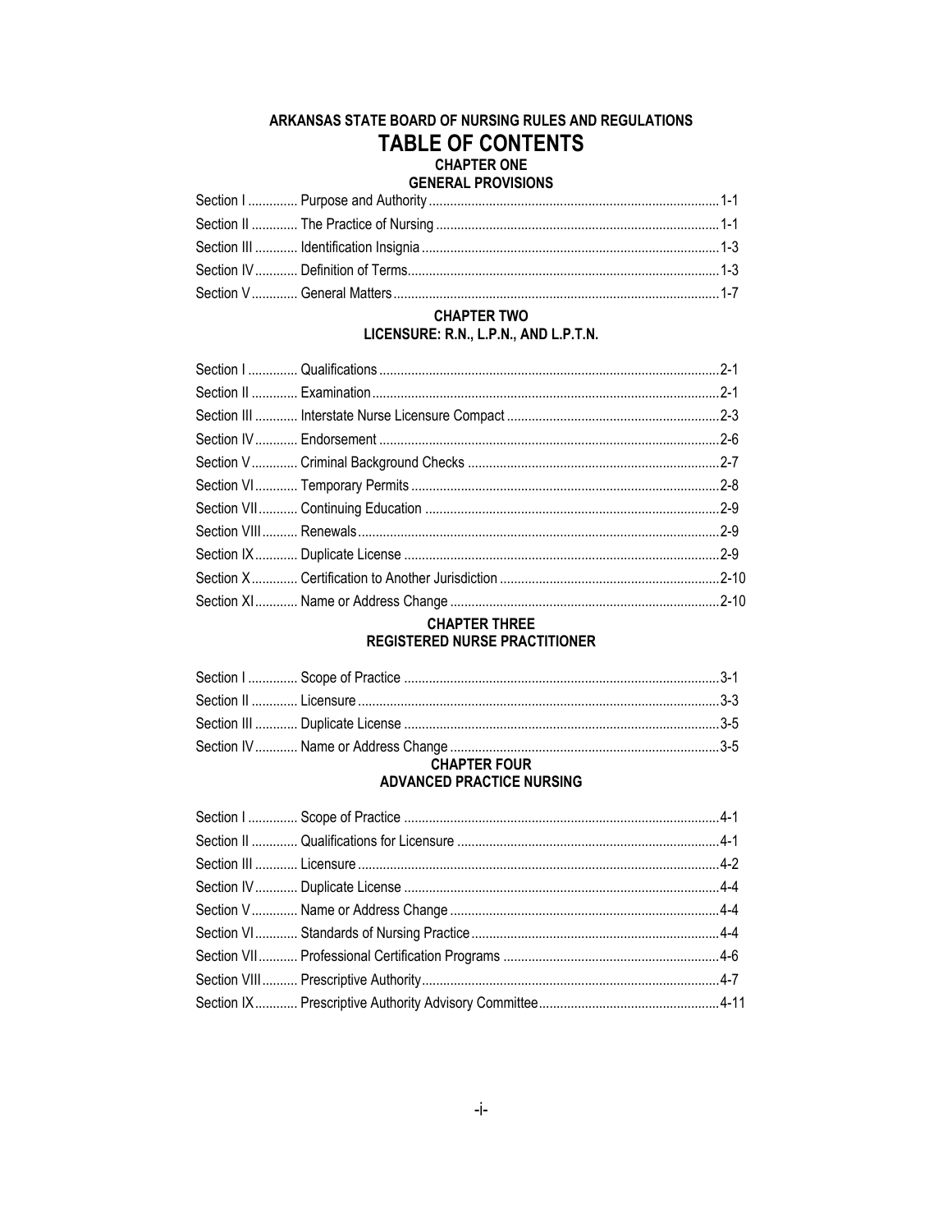# ARKANSAS STATE BOARD OF NURSING RULES AND REGULATIONS

# TABLE OF CONTENTS

## CHAPTER ONE
## GENERAL PROVISIONS

| | | |
|---|---|---|
| Section I | Purpose and Authority | 1-1 |
| Section II | The Practice of Nursing | 1-1 |
| Section III | Identification Insignia | 1-3 |
| Section IV | Definition of Terms | 1-3 |
| Section V | General Matters | 1-7 |

## CHAPTER TWO
## LICENSURE: R.N., L.P.N., AND L.P.T.N.

| | | |
|---|---|---|
| Section I | Qualifications | 2-1 |
| Section II | Examination | 2-1 |
| Section III | Interstate Nurse Licensure Compact | 2-3 |
| Section IV | Endorsement | 2-6 |
| Section V | Criminal Background Checks | 2-7 |
| Section VI | Temporary Permits | 2-8 |
| Section VII | Continuing Education | 2-9 |
| Section VIII | Renewals | 2-9 |
| Section IX | Duplicate License | 2-9 |
| Section X | Certification to Another Jurisdiction | 2-10 |
| Section XI | Name or Address Change | 2-10 |

## CHAPTER THREE
## REGISTERED NURSE PRACTITIONER

| | | |
|---|---|---|
| Section I | Scope of Practice | 3-1 |
| Section II | Licensure | 3-3 |
| Section III | Duplicate License | 3-5 |
| Section IV | Name or Address Change | 3-5 |

## CHAPTER FOUR
## ADVANCED PRACTICE NURSING

| | | |
|---|---|---|
| Section I | Scope of Practice | 4-1 |
| Section II | Qualifications for Licensure | 4-1 |
| Section III | Licensure | 4-2 |
| Section IV | Duplicate License | 4-4 |
| Section V | Name or Address Change | 4-4 |
| Section VI | Standards of Nursing Practice | 4-4 |
| Section VII | Professional Certification Programs | 4-6 |
| Section VIII | Prescriptive Authority | 4-7 |
| Section IX | Prescriptive Authority Advisory Committee | 4-11 |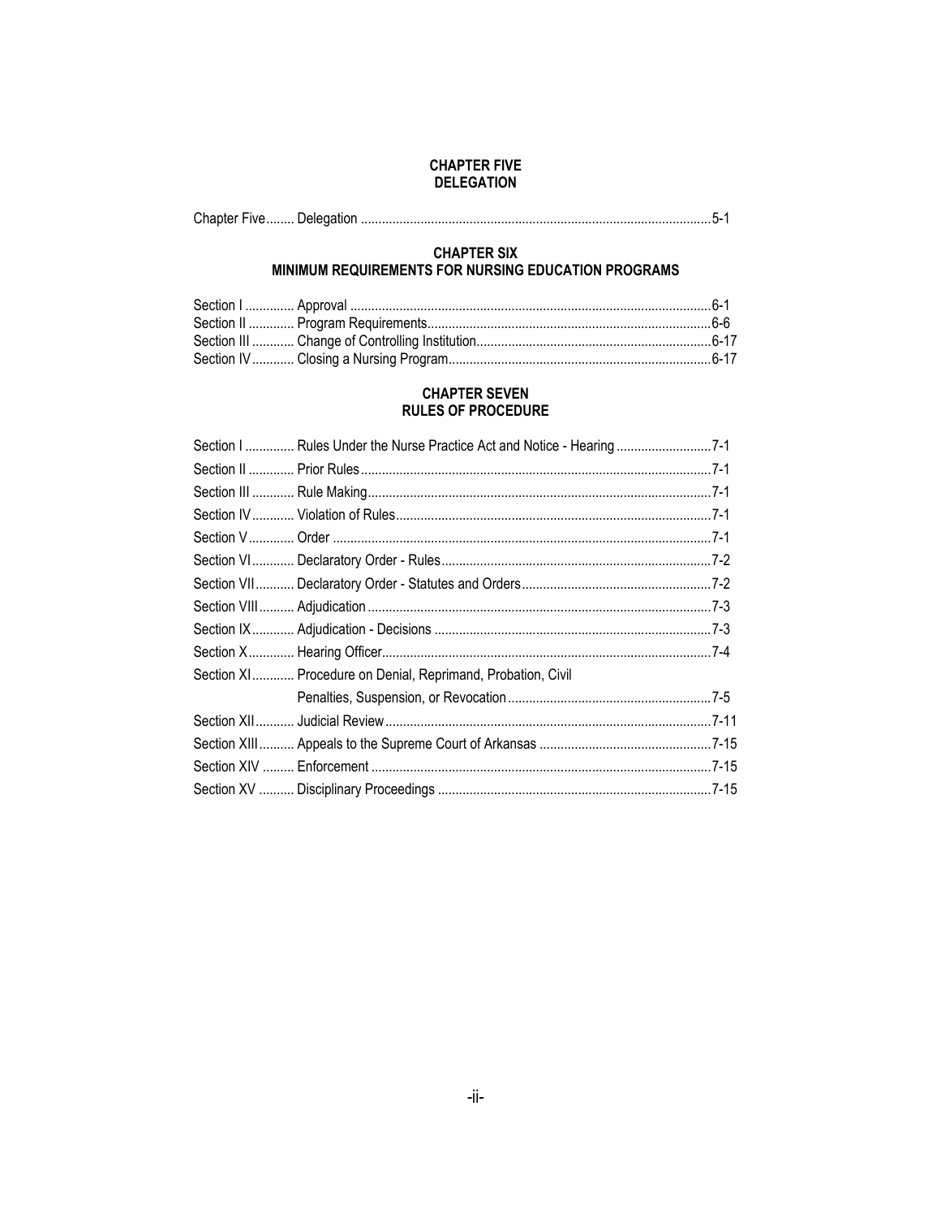## CHAPTER FIVE
## DELEGATION

| | | |
|---|---|---|
| Chapter Five | Delegation | 5-1 |

## CHAPTER SIX
## MINIMUM REQUIREMENTS FOR NURSING EDUCATION PROGRAMS

| | | |
|---|---|---|
| Section I | Approval | 6-1 |
| Section II | Program Requirements | 6-6 |
| Section III | Change of Controlling Institution | 6-17 |
| Section IV | Closing a Nursing Program | 6-17 |

## CHAPTER SEVEN
## RULES OF PROCEDURE

| | | |
|---|---|---|
| Section I | Rules Under the Nurse Practice Act and Notice - Hearing | 7-1 |
| Section II | Prior Rules | 7-1 |
| Section III | Rule Making | 7-1 |
| Section IV | Violation of Rules | 7-1 |
| Section V | Order | 7-1 |
| Section VI | Declaratory Order - Rules | 7-2 |
| Section VII | Declaratory Order - Statutes and Orders | 7-2 |
| Section VIII | Adjudication | 7-3 |
| Section IX | Adjudication - Decisions | 7-3 |
| Section X | Hearing Officer | 7-4 |
| Section XI | Procedure on Denial, Reprimand, Probation, Civil Penalties, Suspension, or Revocation | 7-5 |
| Section XII | Judicial Review | 7-11 |
| Section XIII | Appeals to the Supreme Court of Arkansas | 7-15 |
| Section XIV | Enforcement | 7-15 |
| Section XV | Disciplinary Proceedings | 7-15 |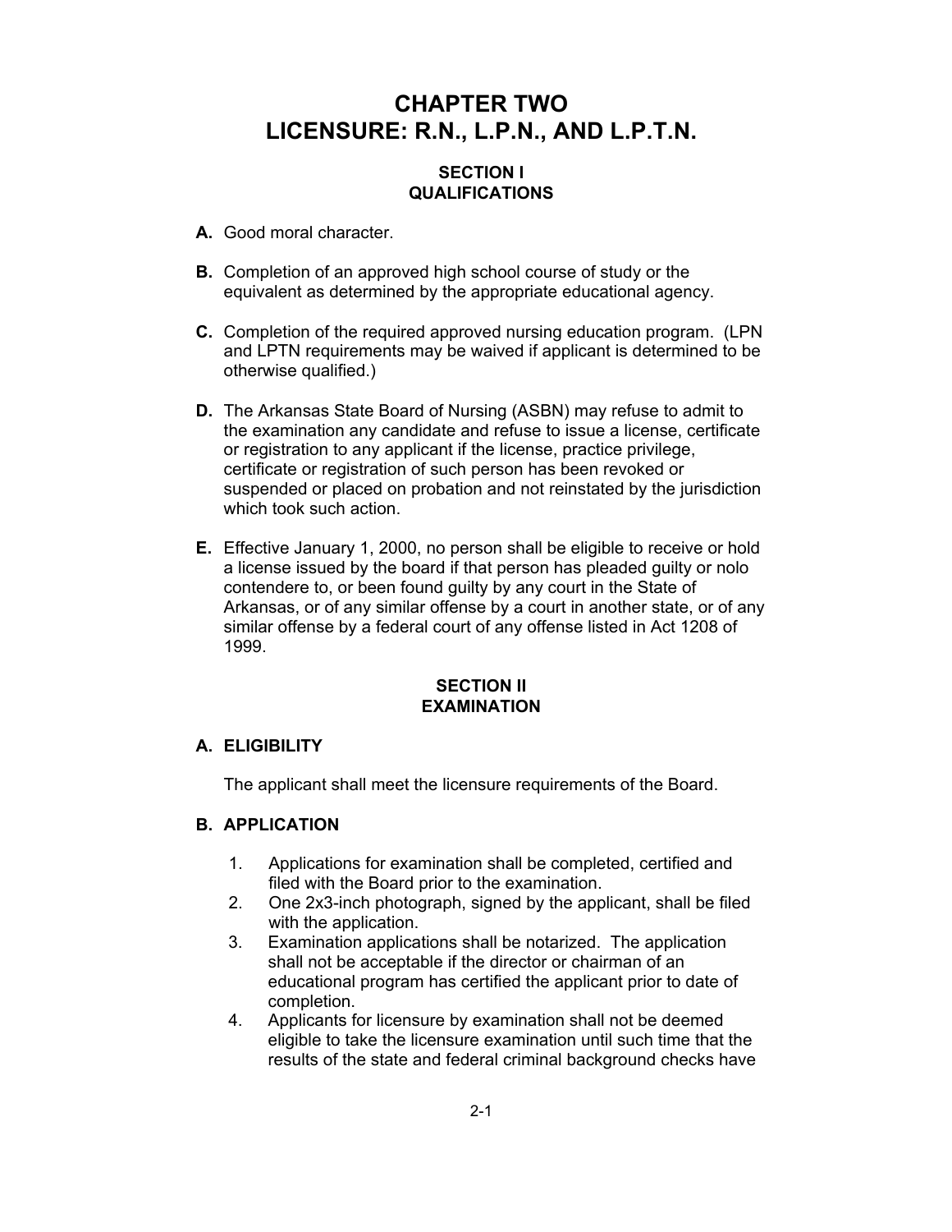# CHAPTER TWO
# LICENSURE: R.N., L.P.N., AND L.P.T.N.

## SECTION I
## QUALIFICATIONS

**A.** Good moral character.

**B.** Completion of an approved high school course of study or the equivalent as determined by the appropriate educational agency.

**C.** Completion of the required approved nursing education program. (LPN and LPTN requirements may be waived if applicant is determined to be otherwise qualified.)

**D.** The Arkansas State Board of Nursing (ASBN) may refuse to admit to the examination any candidate and refuse to issue a license, certificate or registration to any applicant if the license, practice privilege, certificate or registration of such person has been revoked or suspended or placed on probation and not reinstated by the jurisdiction which took such action.

**E.** Effective January 1, 2000, no person shall be eligible to receive or hold a license issued by the board if that person has pleaded guilty or nolo contendere to, or been found guilty by any court in the State of Arkansas, or of any similar offense by a court in another state, or of any similar offense by a federal court of any offense listed in Act 1208 of 1999.

## SECTION II
## EXAMINATION

### A. ELIGIBILITY

The applicant shall meet the licensure requirements of the Board.

### B. APPLICATION

1. Applications for examination shall be completed, certified and filed with the Board prior to the examination.
2. One 2x3-inch photograph, signed by the applicant, shall be filed with the application.
3. Examination applications shall be notarized. The application shall not be acceptable if the director or chairman of an educational program has certified the applicant prior to date of completion.
4. Applicants for licensure by examination shall not be deemed eligible to take the licensure examination until such time that the results of the state and federal criminal background checks have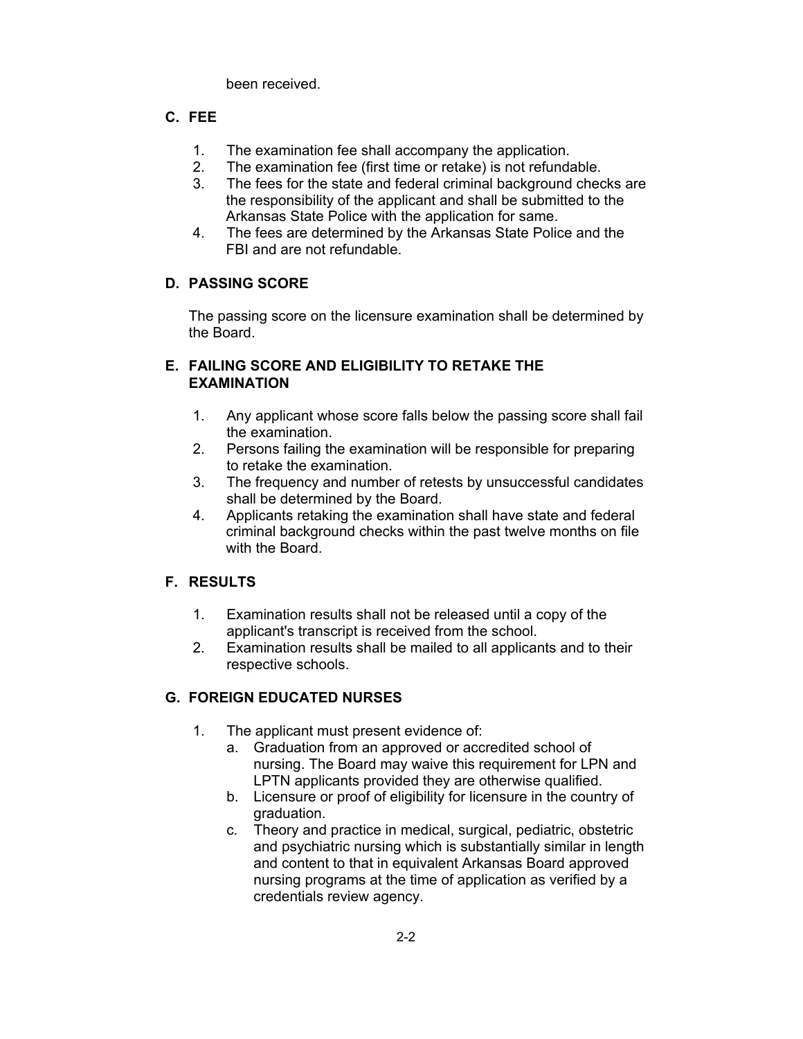been received.

### C. FEE

1. The examination fee shall accompany the application.
2. The examination fee (first time or retake) is not refundable.
3. The fees for the state and federal criminal background checks are the responsibility of the applicant and shall be submitted to the Arkansas State Police with the application for same.
4. The fees are determined by the Arkansas State Police and the FBI and are not refundable.

### D. PASSING SCORE

The passing score on the licensure examination shall be determined by the Board.

### E. FAILING SCORE AND ELIGIBILITY TO RETAKE THE EXAMINATION

1. Any applicant whose score falls below the passing score shall fail the examination.
2. Persons failing the examination will be responsible for preparing to retake the examination.
3. The frequency and number of retests by unsuccessful candidates shall be determined by the Board.
4. Applicants retaking the examination shall have state and federal criminal background checks within the past twelve months on file with the Board.

### F. RESULTS

1. Examination results shall not be released until a copy of the applicant's transcript is received from the school.
2. Examination results shall be mailed to all applicants and to their respective schools.

### G. FOREIGN EDUCATED NURSES

1. The applicant must present evidence of:
   a. Graduation from an approved or accredited school of nursing. The Board may waive this requirement for LPN and LPTN applicants provided they are otherwise qualified.
   b. Licensure or proof of eligibility for licensure in the country of graduation.
   c. Theory and practice in medical, surgical, pediatric, obstetric and psychiatric nursing which is substantially similar in length and content to that in equivalent Arkansas Board approved nursing programs at the time of application as verified by a credentials review agency.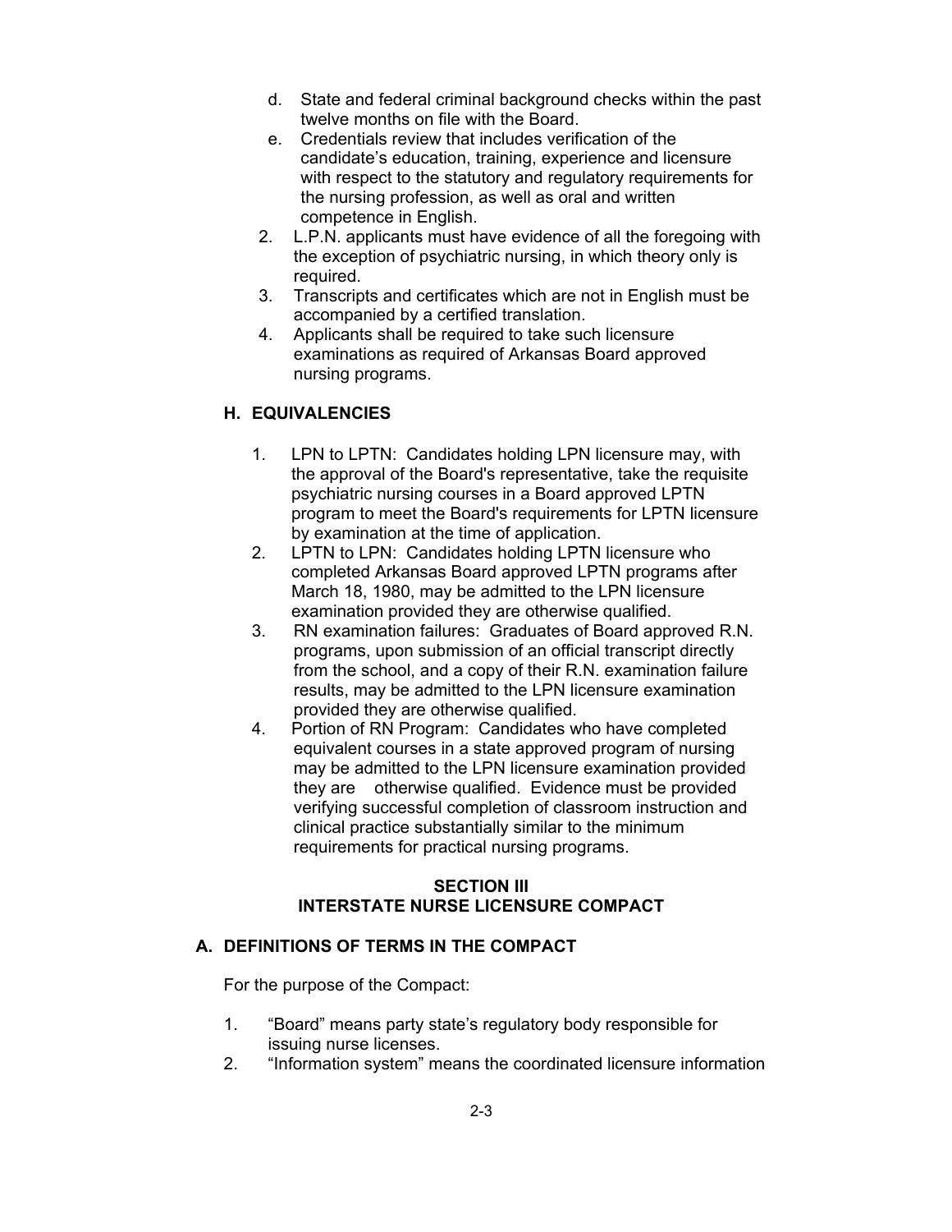d. State and federal criminal background checks within the past twelve months on file with the Board.
e. Credentials review that includes verification of the candidate's education, training, experience and licensure with respect to the statutory and regulatory requirements for the nursing profession, as well as oral and written competence in English.

2. L.P.N. applicants must have evidence of all the foregoing with the exception of psychiatric nursing, in which theory only is required.
3. Transcripts and certificates which are not in English must be accompanied by a certified translation.
4. Applicants shall be required to take such licensure examinations as required of Arkansas Board approved nursing programs.

## H. EQUIVALENCIES

1. LPN to LPTN: Candidates holding LPN licensure may, with the approval of the Board's representative, take the requisite psychiatric nursing courses in a Board approved LPTN program to meet the Board's requirements for LPTN licensure by examination at the time of application.
2. LPTN to LPN: Candidates holding LPTN licensure who completed Arkansas Board approved LPTN programs after March 18, 1980, may be admitted to the LPN licensure examination provided they are otherwise qualified.
3. RN examination failures: Graduates of Board approved R.N. programs, upon submission of an official transcript directly from the school, and a copy of their R.N. examination failure results, may be admitted to the LPN licensure examination provided they are otherwise qualified.
4. Portion of RN Program: Candidates who have completed equivalent courses in a state approved program of nursing may be admitted to the LPN licensure examination provided they are otherwise qualified. Evidence must be provided verifying successful completion of classroom instruction and clinical practice substantially similar to the minimum requirements for practical nursing programs.

# SECTION III
# INTERSTATE NURSE LICENSURE COMPACT

## A. DEFINITIONS OF TERMS IN THE COMPACT

For the purpose of the Compact:

1. "Board" means party state's regulatory body responsible for issuing nurse licenses.
2. "Information system" means the coordinated licensure information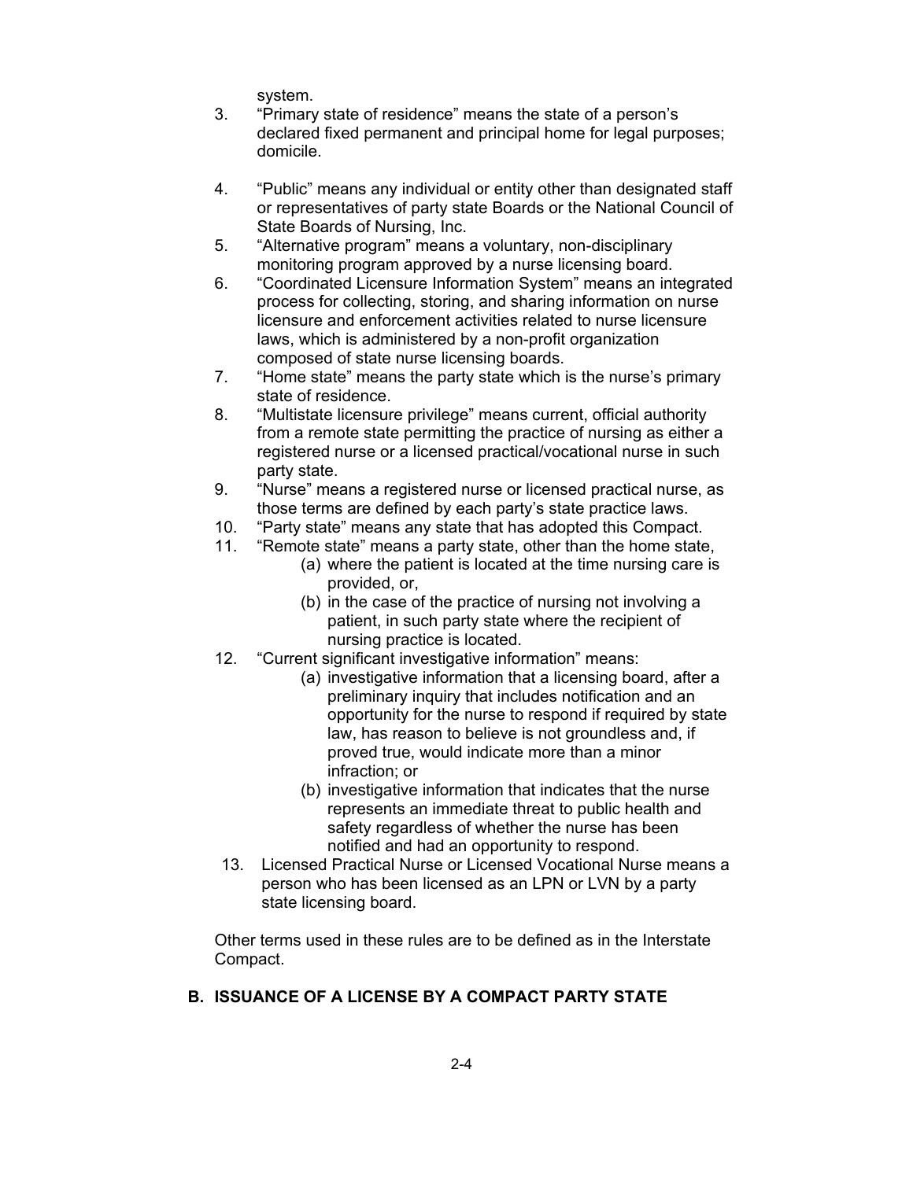system.

3. "Primary state of residence" means the state of a person's declared fixed permanent and principal home for legal purposes; domicile.

4. "Public" means any individual or entity other than designated staff or representatives of party state Boards or the National Council of State Boards of Nursing, Inc.
5. "Alternative program" means a voluntary, non-disciplinary monitoring program approved by a nurse licensing board.
6. "Coordinated Licensure Information System" means an integrated process for collecting, storing, and sharing information on nurse licensure and enforcement activities related to nurse licensure laws, which is administered by a non-profit organization composed of state nurse licensing boards.
7. "Home state" means the party state which is the nurse's primary state of residence.
8. "Multistate licensure privilege" means current, official authority from a remote state permitting the practice of nursing as either a registered nurse or a licensed practical/vocational nurse in such party state.
9. "Nurse" means a registered nurse or licensed practical nurse, as those terms are defined by each party's state practice laws.
10. "Party state" means any state that has adopted this Compact.
11. "Remote state" means a party state, other than the home state,
    (a) where the patient is located at the time nursing care is provided, or,
    (b) in the case of the practice of nursing not involving a patient, in such party state where the recipient of nursing practice is located.
12. "Current significant investigative information" means:
    (a) investigative information that a licensing board, after a preliminary inquiry that includes notification and an opportunity for the nurse to respond if required by state law, has reason to believe is not groundless and, if proved true, would indicate more than a minor infraction; or
    (b) investigative information that indicates that the nurse represents an immediate threat to public health and safety regardless of whether the nurse has been notified and had an opportunity to respond.
13. Licensed Practical Nurse or Licensed Vocational Nurse means a person who has been licensed as an LPN or LVN by a party state licensing board.

Other terms used in these rules are to be defined as in the Interstate Compact.

## B. ISSUANCE OF A LICENSE BY A COMPACT PARTY STATE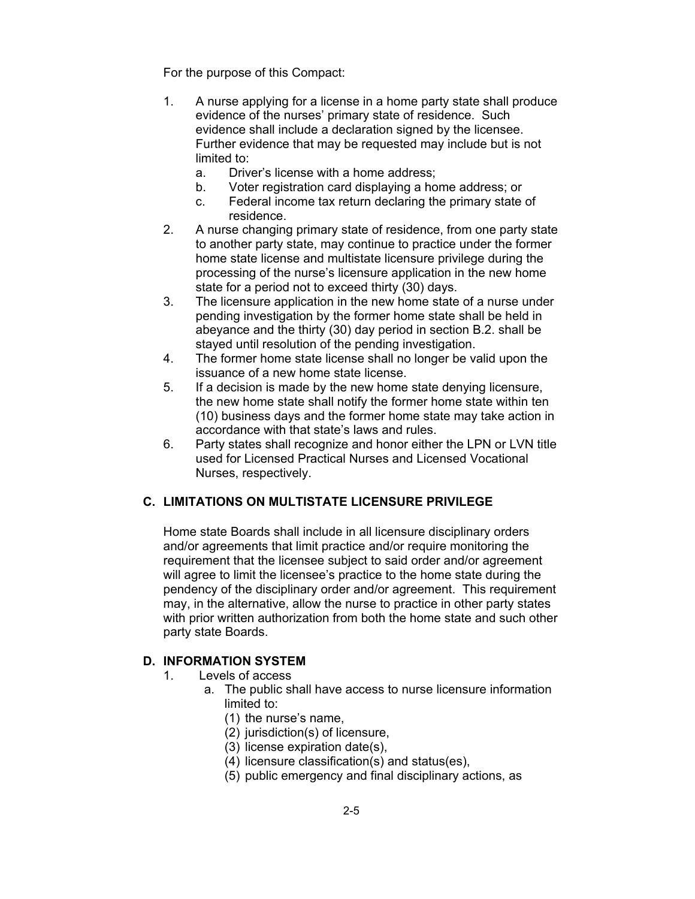For the purpose of this Compact:

1. A nurse applying for a license in a home party state shall produce evidence of the nurses' primary state of residence. Such evidence shall include a declaration signed by the licensee. Further evidence that may be requested may include but is not limited to:
   a. Driver's license with a home address;
   b. Voter registration card displaying a home address; or
   c. Federal income tax return declaring the primary state of residence.
2. A nurse changing primary state of residence, from one party state to another party state, may continue to practice under the former home state license and multistate licensure privilege during the processing of the nurse's licensure application in the new home state for a period not to exceed thirty (30) days.
3. The licensure application in the new home state of a nurse under pending investigation by the former home state shall be held in abeyance and the thirty (30) day period in section B.2. shall be stayed until resolution of the pending investigation.
4. The former home state license shall no longer be valid upon the issuance of a new home state license.
5. If a decision is made by the new home state denying licensure, the new home state shall notify the former home state within ten (10) business days and the former home state may take action in accordance with that state's laws and rules.
6. Party states shall recognize and honor either the LPN or LVN title used for Licensed Practical Nurses and Licensed Vocational Nurses, respectively.

## C. LIMITATIONS ON MULTISTATE LICENSURE PRIVILEGE

Home state Boards shall include in all licensure disciplinary orders and/or agreements that limit practice and/or require monitoring the requirement that the licensee subject to said order and/or agreement will agree to limit the licensee's practice to the home state during the pendency of the disciplinary order and/or agreement. This requirement may, in the alternative, allow the nurse to practice in other party states with prior written authorization from both the home state and such other party state Boards.

## D. INFORMATION SYSTEM

1. Levels of access
   a. The public shall have access to nurse licensure information limited to:
      (1) the nurse's name,
      (2) jurisdiction(s) of licensure,
      (3) license expiration date(s),
      (4) licensure classification(s) and status(es),
      (5) public emergency and final disciplinary actions, as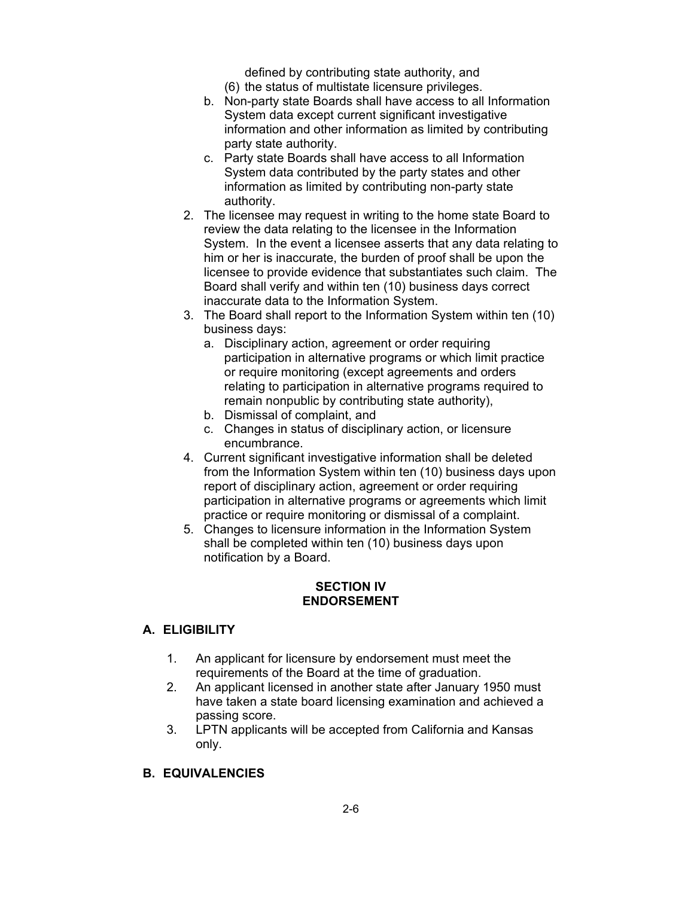defined by contributing state authority, and

(6) the status of multistate licensure privileges.

b. Non-party state Boards shall have access to all Information System data except current significant investigative information and other information as limited by contributing party state authority.

c. Party state Boards shall have access to all Information System data contributed by the party states and other information as limited by contributing non-party state authority.

2. The licensee may request in writing to the home state Board to review the data relating to the licensee in the Information System. In the event a licensee asserts that any data relating to him or her is inaccurate, the burden of proof shall be upon the licensee to provide evidence that substantiates such claim. The Board shall verify and within ten (10) business days correct inaccurate data to the Information System.

3. The Board shall report to the Information System within ten (10) business days:
   a. Disciplinary action, agreement or order requiring participation in alternative programs or which limit practice or require monitoring (except agreements and orders relating to participation in alternative programs required to remain nonpublic by contributing state authority),
   b. Dismissal of complaint, and
   c. Changes in status of disciplinary action, or licensure encumbrance.

4. Current significant investigative information shall be deleted from the Information System within ten (10) business days upon report of disciplinary action, agreement or order requiring participation in alternative programs or agreements which limit practice or require monitoring or dismissal of a complaint.

5. Changes to licensure information in the Information System shall be completed within ten (10) business days upon notification by a Board.

## SECTION IV
## ENDORSEMENT

### A. ELIGIBILITY

1. An applicant for licensure by endorsement must meet the requirements of the Board at the time of graduation.
2. An applicant licensed in another state after January 1950 must have taken a state board licensing examination and achieved a passing score.
3. LPTN applicants will be accepted from California and Kansas only.

### B. EQUIVALENCIES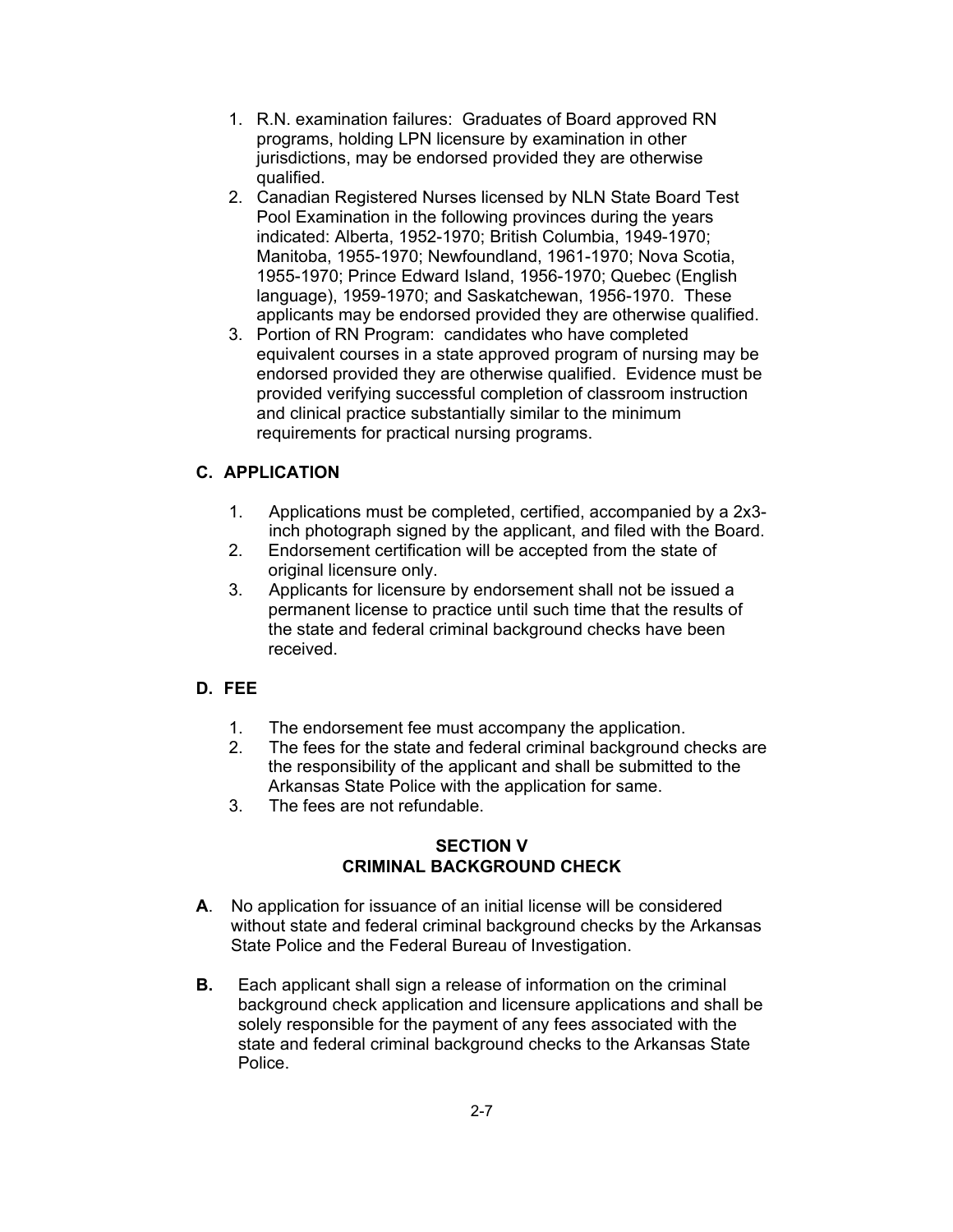1. R.N. examination failures: Graduates of Board approved RN programs, holding LPN licensure by examination in other jurisdictions, may be endorsed provided they are otherwise qualified.
2. Canadian Registered Nurses licensed by NLN State Board Test Pool Examination in the following provinces during the years indicated: Alberta, 1952-1970; British Columbia, 1949-1970; Manitoba, 1955-1970; Newfoundland, 1961-1970; Nova Scotia, 1955-1970; Prince Edward Island, 1956-1970; Quebec (English language), 1959-1970; and Saskatchewan, 1956-1970. These applicants may be endorsed provided they are otherwise qualified.
3. Portion of RN Program: candidates who have completed equivalent courses in a state approved program of nursing may be endorsed provided they are otherwise qualified. Evidence must be provided verifying successful completion of classroom instruction and clinical practice substantially similar to the minimum requirements for practical nursing programs.

### C. APPLICATION

1. Applications must be completed, certified, accompanied by a 2x3-inch photograph signed by the applicant, and filed with the Board.
2. Endorsement certification will be accepted from the state of original licensure only.
3. Applicants for licensure by endorsement shall not be issued a permanent license to practice until such time that the results of the state and federal criminal background checks have been received.

### D. FEE

1. The endorsement fee must accompany the application.
2. The fees for the state and federal criminal background checks are the responsibility of the applicant and shall be submitted to the Arkansas State Police with the application for same.
3. The fees are not refundable.

## SECTION V
## CRIMINAL BACKGROUND CHECK

**A**. No application for issuance of an initial license will be considered without state and federal criminal background checks by the Arkansas State Police and the Federal Bureau of Investigation.

**B.** Each applicant shall sign a release of information on the criminal background check application and licensure applications and shall be solely responsible for the payment of any fees associated with the state and federal criminal background checks to the Arkansas State Police.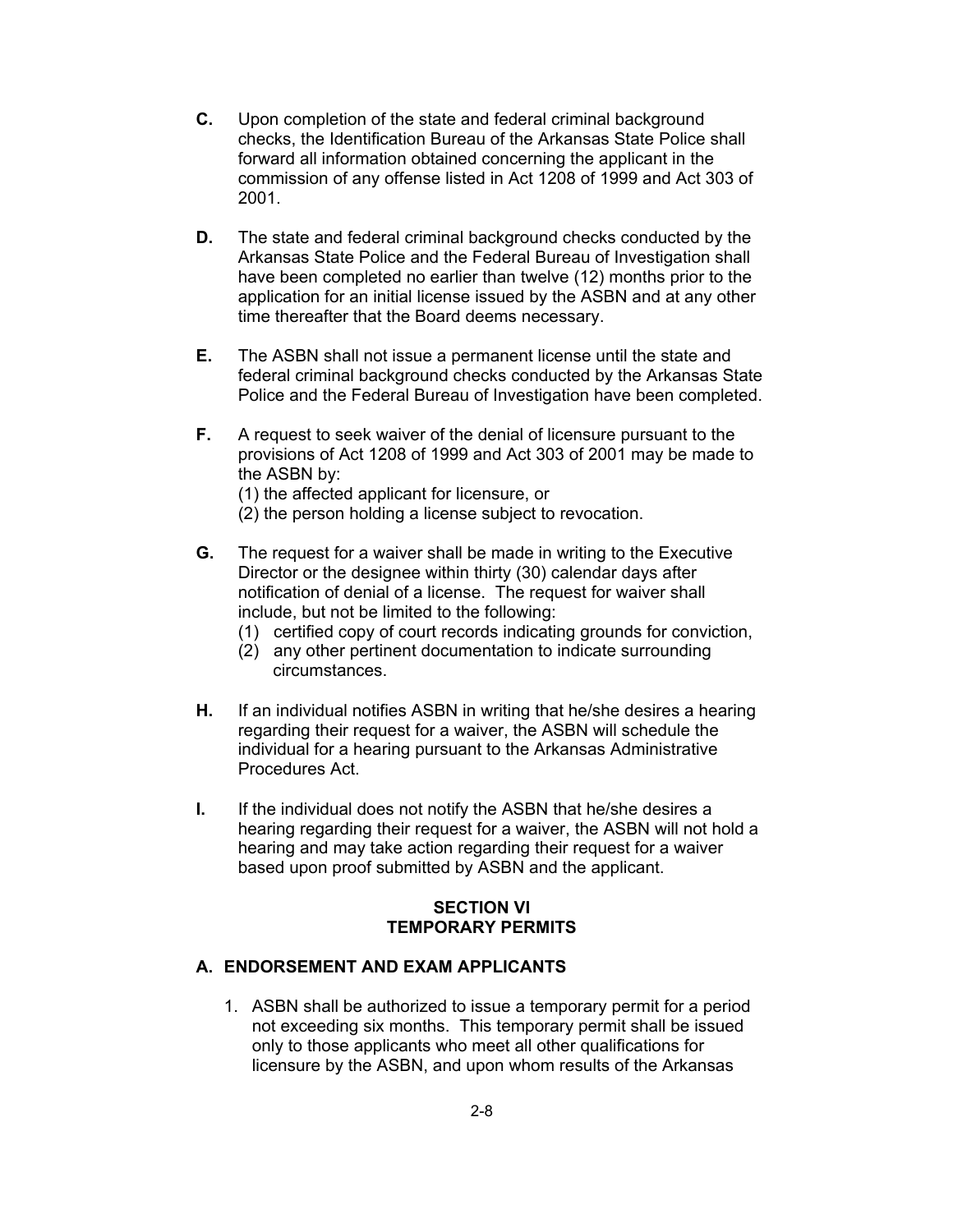**C.** Upon completion of the state and federal criminal background checks, the Identification Bureau of the Arkansas State Police shall forward all information obtained concerning the applicant in the commission of any offense listed in Act 1208 of 1999 and Act 303 of 2001.

**D.** The state and federal criminal background checks conducted by the Arkansas State Police and the Federal Bureau of Investigation shall have been completed no earlier than twelve (12) months prior to the application for an initial license issued by the ASBN and at any other time thereafter that the Board deems necessary.

**E.** The ASBN shall not issue a permanent license until the state and federal criminal background checks conducted by the Arkansas State Police and the Federal Bureau of Investigation have been completed.

**F.** A request to seek waiver of the denial of licensure pursuant to the provisions of Act 1208 of 1999 and Act 303 of 2001 may be made to the ASBN by:
(1) the affected applicant for licensure, or
(2) the person holding a license subject to revocation.

**G.** The request for a waiver shall be made in writing to the Executive Director or the designee within thirty (30) calendar days after notification of denial of a license. The request for waiver shall include, but not be limited to the following:
(1) certified copy of court records indicating grounds for conviction,
(2) any other pertinent documentation to indicate surrounding circumstances.

**H.** If an individual notifies ASBN in writing that he/she desires a hearing regarding their request for a waiver, the ASBN will schedule the individual for a hearing pursuant to the Arkansas Administrative Procedures Act.

**I.** If the individual does not notify the ASBN that he/she desires a hearing regarding their request for a waiver, the ASBN will not hold a hearing and may take action regarding their request for a waiver based upon proof submitted by ASBN and the applicant.

## SECTION VI
## TEMPORARY PERMITS

### A. ENDORSEMENT AND EXAM APPLICANTS

1. ASBN shall be authorized to issue a temporary permit for a period not exceeding six months. This temporary permit shall be issued only to those applicants who meet all other qualifications for licensure by the ASBN, and upon whom results of the Arkansas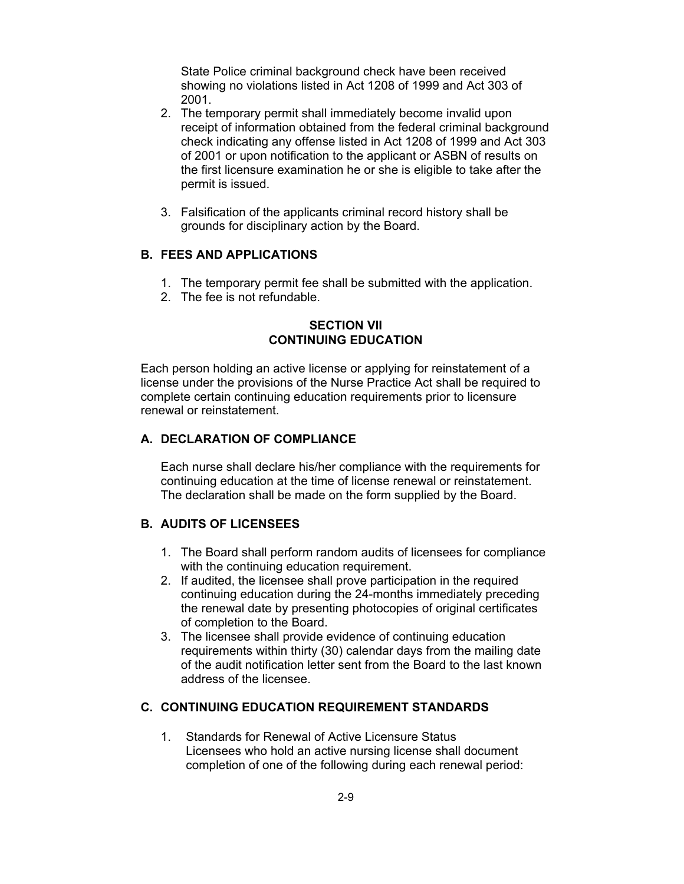State Police criminal background check have been received showing no violations listed in Act 1208 of 1999 and Act 303 of 2001.

2. The temporary permit shall immediately become invalid upon receipt of information obtained from the federal criminal background check indicating any offense listed in Act 1208 of 1999 and Act 303 of 2001 or upon notification to the applicant or ASBN of results on the first licensure examination he or she is eligible to take after the permit is issued.

3. Falsification of the applicants criminal record history shall be grounds for disciplinary action by the Board.

### B. FEES AND APPLICATIONS

1. The temporary permit fee shall be submitted with the application.
2. The fee is not refundable.

## SECTION VII
## CONTINUING EDUCATION

Each person holding an active license or applying for reinstatement of a license under the provisions of the Nurse Practice Act shall be required to complete certain continuing education requirements prior to licensure renewal or reinstatement.

### A. DECLARATION OF COMPLIANCE

Each nurse shall declare his/her compliance with the requirements for continuing education at the time of license renewal or reinstatement. The declaration shall be made on the form supplied by the Board.

### B. AUDITS OF LICENSEES

1. The Board shall perform random audits of licensees for compliance with the continuing education requirement.
2. If audited, the licensee shall prove participation in the required continuing education during the 24-months immediately preceding the renewal date by presenting photocopies of original certificates of completion to the Board.
3. The licensee shall provide evidence of continuing education requirements within thirty (30) calendar days from the mailing date of the audit notification letter sent from the Board to the last known address of the licensee.

### C. CONTINUING EDUCATION REQUIREMENT STANDARDS

1. Standards for Renewal of Active Licensure Status
   Licensees who hold an active nursing license shall document completion of one of the following during each renewal period: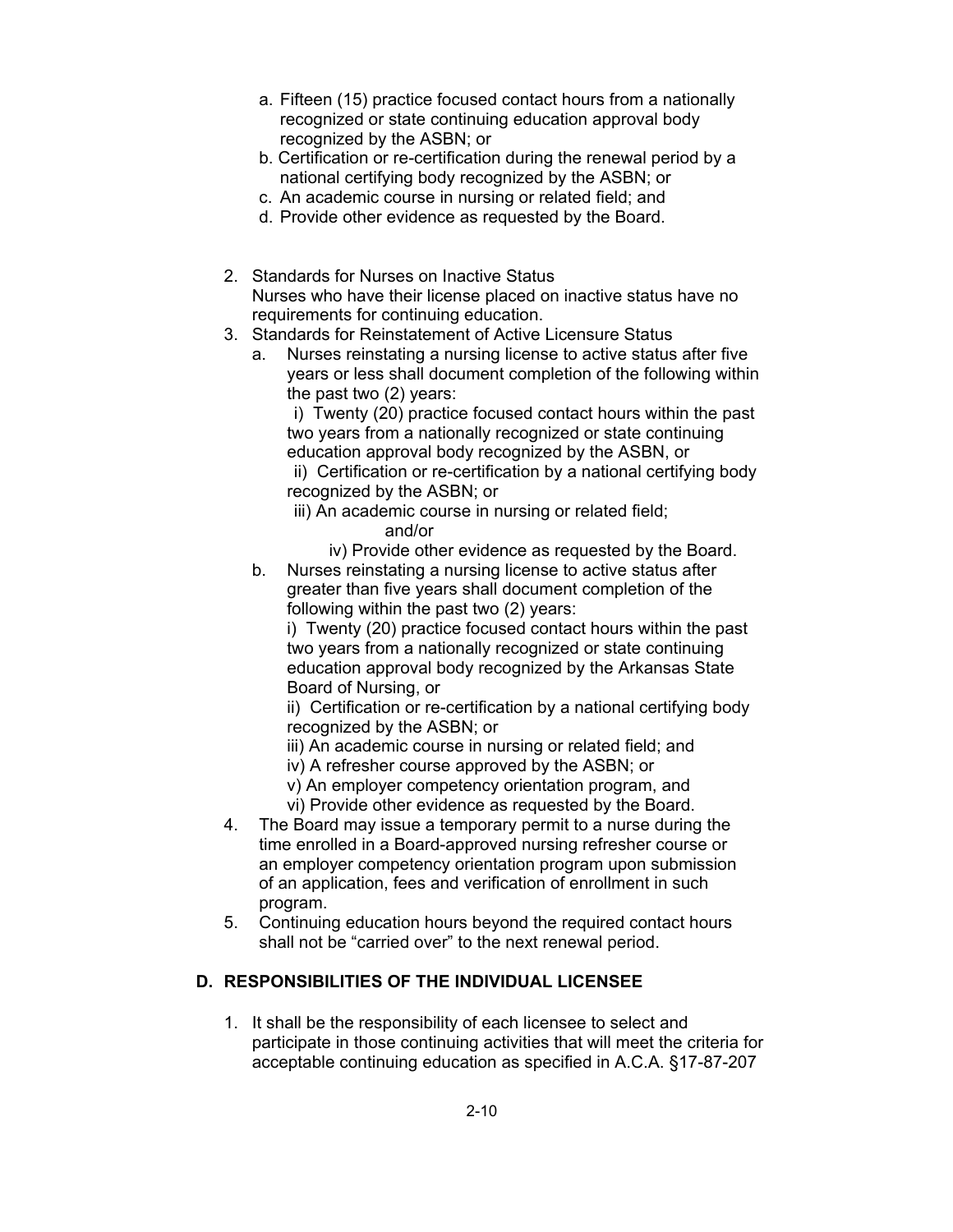a. Fifteen (15) practice focused contact hours from a nationally recognized or state continuing education approval body recognized by the ASBN; or
   b. Certification or re-certification during the renewal period by a national certifying body recognized by the ASBN; or
   c. An academic course in nursing or related field; and
   d. Provide other evidence as requested by the Board.

2. Standards for Nurses on Inactive Status
   Nurses who have their license placed on inactive status have no requirements for continuing education.
3. Standards for Reinstatement of Active Licensure Status
   a. Nurses reinstating a nursing license to active status after five years or less shall document completion of the following within the past two (2) years:
      i) Twenty (20) practice focused contact hours within the past two years from a nationally recognized or state continuing education approval body recognized by the ASBN, or
      ii) Certification or re-certification by a national certifying body recognized by the ASBN; or
      iii) An academic course in nursing or related field;
      and/or
      iv) Provide other evidence as requested by the Board.
   b. Nurses reinstating a nursing license to active status after greater than five years shall document completion of the following within the past two (2) years:
      i) Twenty (20) practice focused contact hours within the past two years from a nationally recognized or state continuing education approval body recognized by the Arkansas State Board of Nursing, or
      ii) Certification or re-certification by a national certifying body recognized by the ASBN; or
      iii) An academic course in nursing or related field; and
      iv) A refresher course approved by the ASBN; or
      v) An employer competency orientation program, and
      vi) Provide other evidence as requested by the Board.
4. The Board may issue a temporary permit to a nurse during the time enrolled in a Board-approved nursing refresher course or an employer competency orientation program upon submission of an application, fees and verification of enrollment in such program.
5. Continuing education hours beyond the required contact hours shall not be "carried over" to the next renewal period.

## D. RESPONSIBILITIES OF THE INDIVIDUAL LICENSEE

1. It shall be the responsibility of each licensee to select and participate in those continuing activities that will meet the criteria for acceptable continuing education as specified in A.C.A. §17-87-207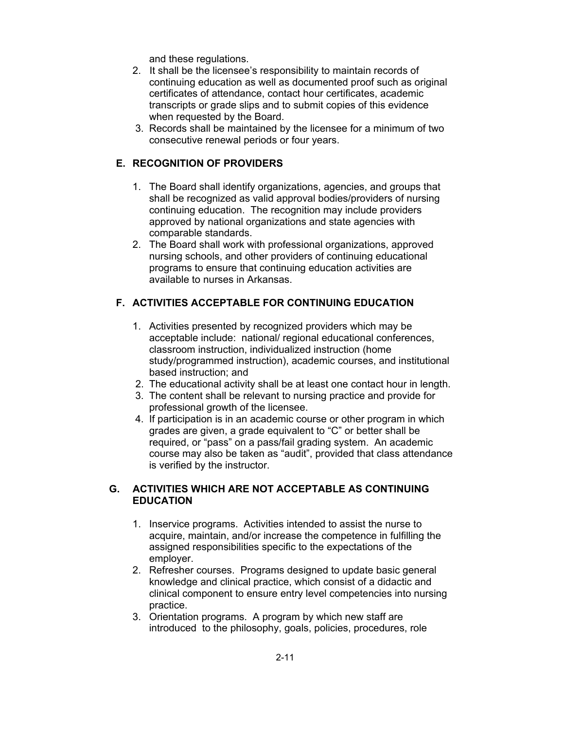and these regulations.

2. It shall be the licensee's responsibility to maintain records of continuing education as well as documented proof such as original certificates of attendance, contact hour certificates, academic transcripts or grade slips and to submit copies of this evidence when requested by the Board.
3. Records shall be maintained by the licensee for a minimum of two consecutive renewal periods or four years.

## E. RECOGNITION OF PROVIDERS

1. The Board shall identify organizations, agencies, and groups that shall be recognized as valid approval bodies/providers of nursing continuing education. The recognition may include providers approved by national organizations and state agencies with comparable standards.
2. The Board shall work with professional organizations, approved nursing schools, and other providers of continuing educational programs to ensure that continuing education activities are available to nurses in Arkansas.

## F. ACTIVITIES ACCEPTABLE FOR CONTINUING EDUCATION

1. Activities presented by recognized providers which may be acceptable include: national/ regional educational conferences, classroom instruction, individualized instruction (home study/programmed instruction), academic courses, and institutional based instruction; and
2. The educational activity shall be at least one contact hour in length.
3. The content shall be relevant to nursing practice and provide for professional growth of the licensee.
4. If participation is in an academic course or other program in which grades are given, a grade equivalent to "C" or better shall be required, or "pass" on a pass/fail grading system. An academic course may also be taken as "audit", provided that class attendance is verified by the instructor.

## G. ACTIVITIES WHICH ARE NOT ACCEPTABLE AS CONTINUING EDUCATION

1. Inservice programs. Activities intended to assist the nurse to acquire, maintain, and/or increase the competence in fulfilling the assigned responsibilities specific to the expectations of the employer.
2. Refresher courses. Programs designed to update basic general knowledge and clinical practice, which consist of a didactic and clinical component to ensure entry level competencies into nursing practice.
3. Orientation programs. A program by which new staff are introduced to the philosophy, goals, policies, procedures, role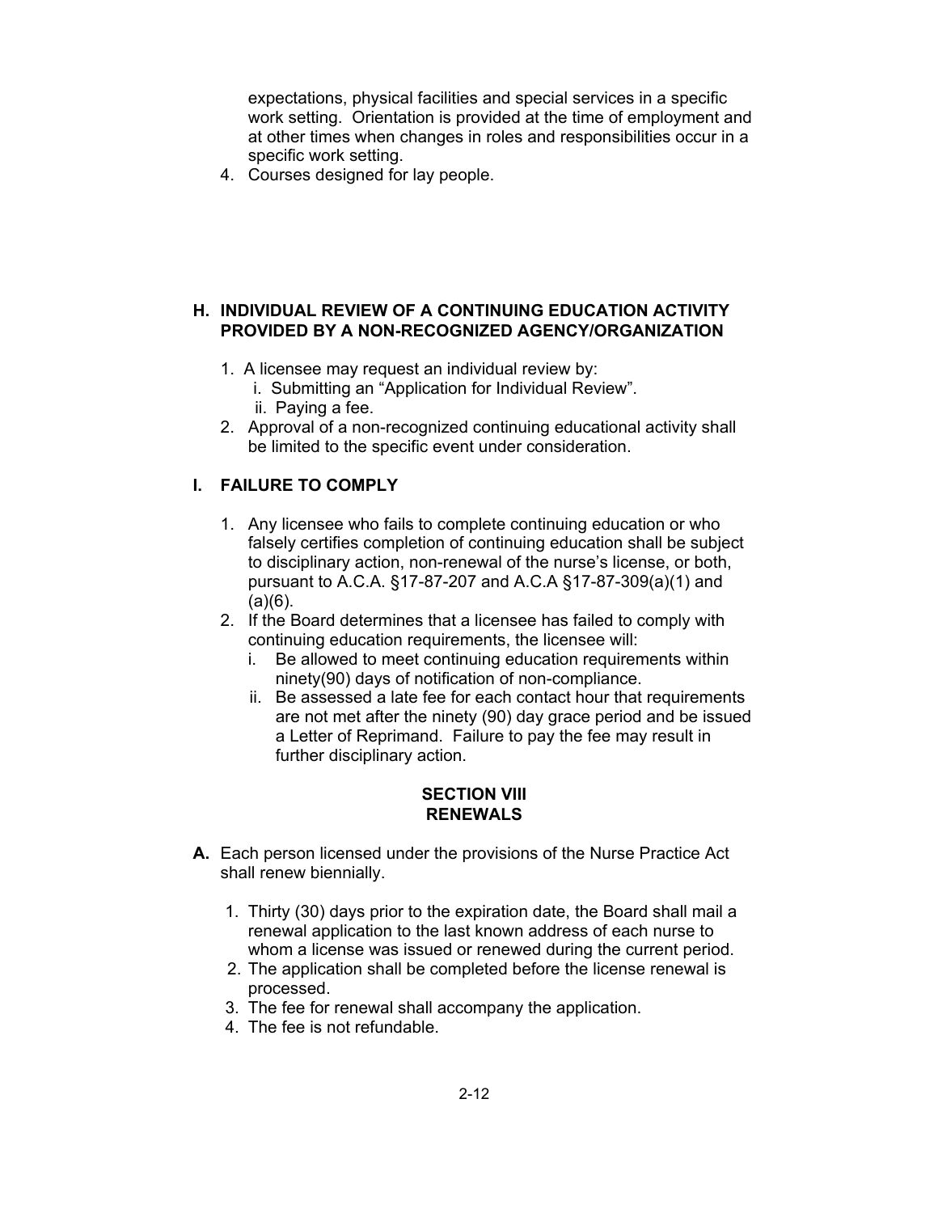expectations, physical facilities and special services in a specific work setting. Orientation is provided at the time of employment and at other times when changes in roles and responsibilities occur in a specific work setting.

4. Courses designed for lay people.

### H. INDIVIDUAL REVIEW OF A CONTINUING EDUCATION ACTIVITY PROVIDED BY A NON-RECOGNIZED AGENCY/ORGANIZATION

1. A licensee may request an individual review by:
   i. Submitting an "Application for Individual Review".
   ii. Paying a fee.
2. Approval of a non-recognized continuing educational activity shall be limited to the specific event under consideration.

### I. FAILURE TO COMPLY

1. Any licensee who fails to complete continuing education or who falsely certifies completion of continuing education shall be subject to disciplinary action, non-renewal of the nurse's license, or both, pursuant to A.C.A. §17-87-207 and A.C.A §17-87-309(a)(1) and (a)(6).
2. If the Board determines that a licensee has failed to comply with continuing education requirements, the licensee will:
   i. Be allowed to meet continuing education requirements within ninety(90) days of notification of non-compliance.
   ii. Be assessed a late fee for each contact hour that requirements are not met after the ninety (90) day grace period and be issued a Letter of Reprimand. Failure to pay the fee may result in further disciplinary action.

## SECTION VIII
## RENEWALS

**A.** Each person licensed under the provisions of the Nurse Practice Act shall renew biennially.

1. Thirty (30) days prior to the expiration date, the Board shall mail a renewal application to the last known address of each nurse to whom a license was issued or renewed during the current period.
2. The application shall be completed before the license renewal is processed.
3. The fee for renewal shall accompany the application.
4. The fee is not refundable.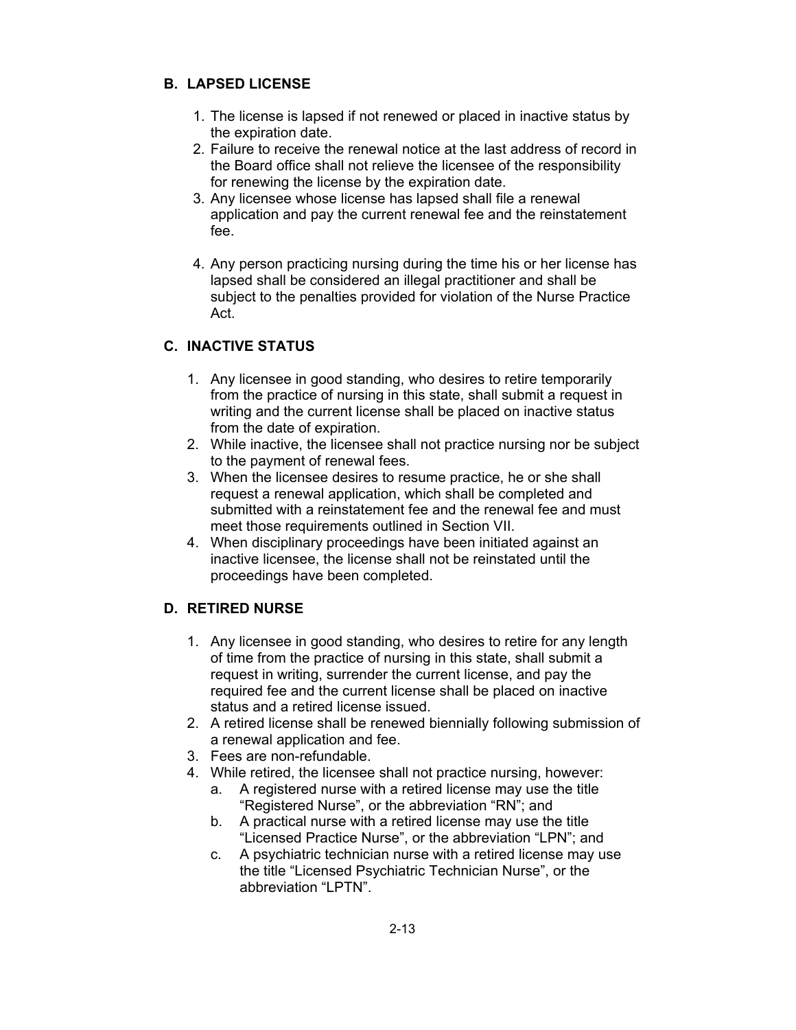## B. LAPSED LICENSE

1. The license is lapsed if not renewed or placed in inactive status by the expiration date.
2. Failure to receive the renewal notice at the last address of record in the Board office shall not relieve the licensee of the responsibility for renewing the license by the expiration date.
3. Any licensee whose license has lapsed shall file a renewal application and pay the current renewal fee and the reinstatement fee.
4. Any person practicing nursing during the time his or her license has lapsed shall be considered an illegal practitioner and shall be subject to the penalties provided for violation of the Nurse Practice Act.

## C. INACTIVE STATUS

1. Any licensee in good standing, who desires to retire temporarily from the practice of nursing in this state, shall submit a request in writing and the current license shall be placed on inactive status from the date of expiration.
2. While inactive, the licensee shall not practice nursing nor be subject to the payment of renewal fees.
3. When the licensee desires to resume practice, he or she shall request a renewal application, which shall be completed and submitted with a reinstatement fee and the renewal fee and must meet those requirements outlined in Section VII.
4. When disciplinary proceedings have been initiated against an inactive licensee, the license shall not be reinstated until the proceedings have been completed.

## D. RETIRED NURSE

1. Any licensee in good standing, who desires to retire for any length of time from the practice of nursing in this state, shall submit a request in writing, surrender the current license, and pay the required fee and the current license shall be placed on inactive status and a retired license issued.
2. A retired license shall be renewed biennially following submission of a renewal application and fee.
3. Fees are non-refundable.
4. While retired, the licensee shall not practice nursing, however:
   a. A registered nurse with a retired license may use the title "Registered Nurse", or the abbreviation "RN"; and
   b. A practical nurse with a retired license may use the title "Licensed Practice Nurse", or the abbreviation "LPN"; and
   c. A psychiatric technician nurse with a retired license may use the title "Licensed Psychiatric Technician Nurse", or the abbreviation "LPTN".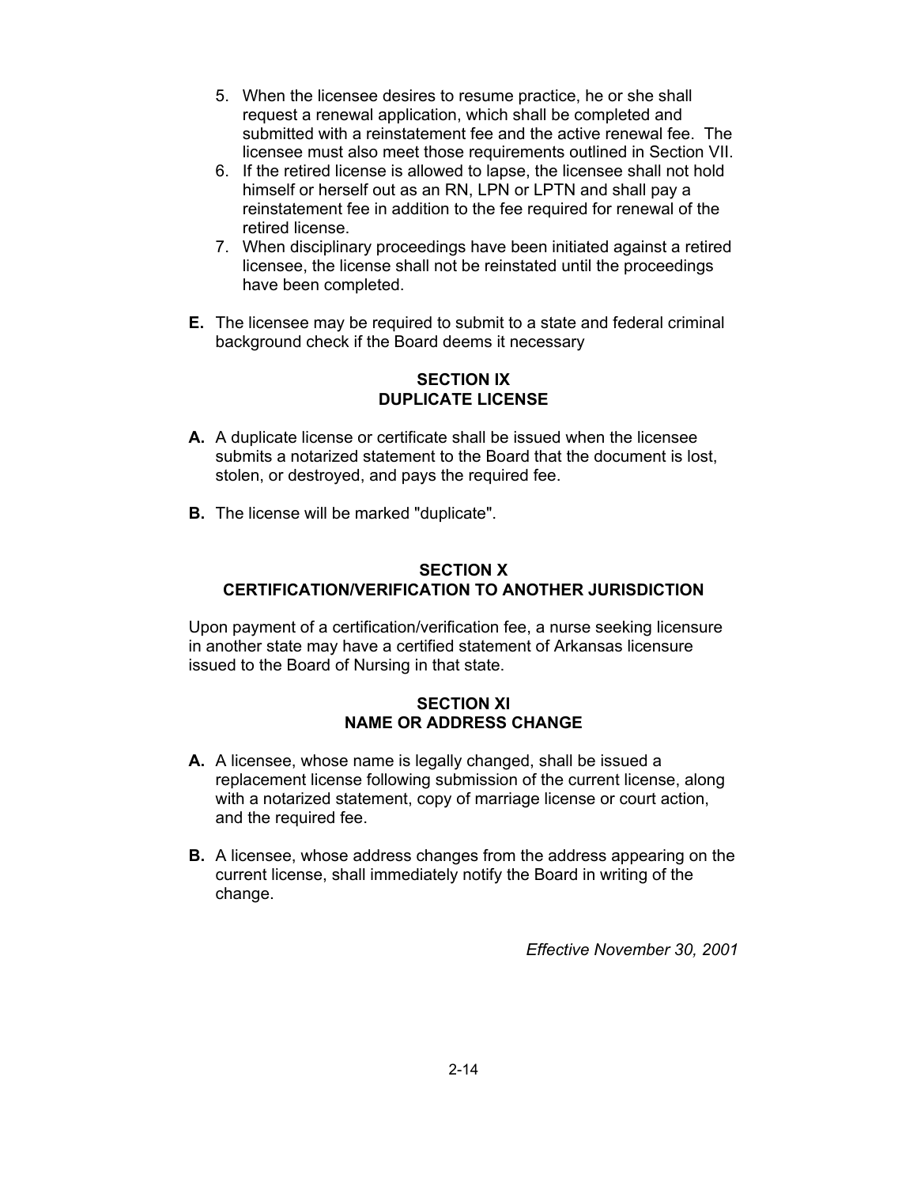5. When the licensee desires to resume practice, he or she shall request a renewal application, which shall be completed and submitted with a reinstatement fee and the active renewal fee. The licensee must also meet those requirements outlined in Section VII.
6. If the retired license is allowed to lapse, the licensee shall not hold himself or herself out as an RN, LPN or LPTN and shall pay a reinstatement fee in addition to the fee required for renewal of the retired license.
7. When disciplinary proceedings have been initiated against a retired licensee, the license shall not be reinstated until the proceedings have been completed.

**E.** The licensee may be required to submit to a state and federal criminal background check if the Board deems it necessary

## SECTION IX
## DUPLICATE LICENSE

**A.** A duplicate license or certificate shall be issued when the licensee submits a notarized statement to the Board that the document is lost, stolen, or destroyed, and pays the required fee.

**B.** The license will be marked "duplicate".

## SECTION X
## CERTIFICATION/VERIFICATION TO ANOTHER JURISDICTION

Upon payment of a certification/verification fee, a nurse seeking licensure in another state may have a certified statement of Arkansas licensure issued to the Board of Nursing in that state.

## SECTION XI
## NAME OR ADDRESS CHANGE

**A.** A licensee, whose name is legally changed, shall be issued a replacement license following submission of the current license, along with a notarized statement, copy of marriage license or court action, and the required fee.

**B.** A licensee, whose address changes from the address appearing on the current license, shall immediately notify the Board in writing of the change.

*Effective November 30, 2001*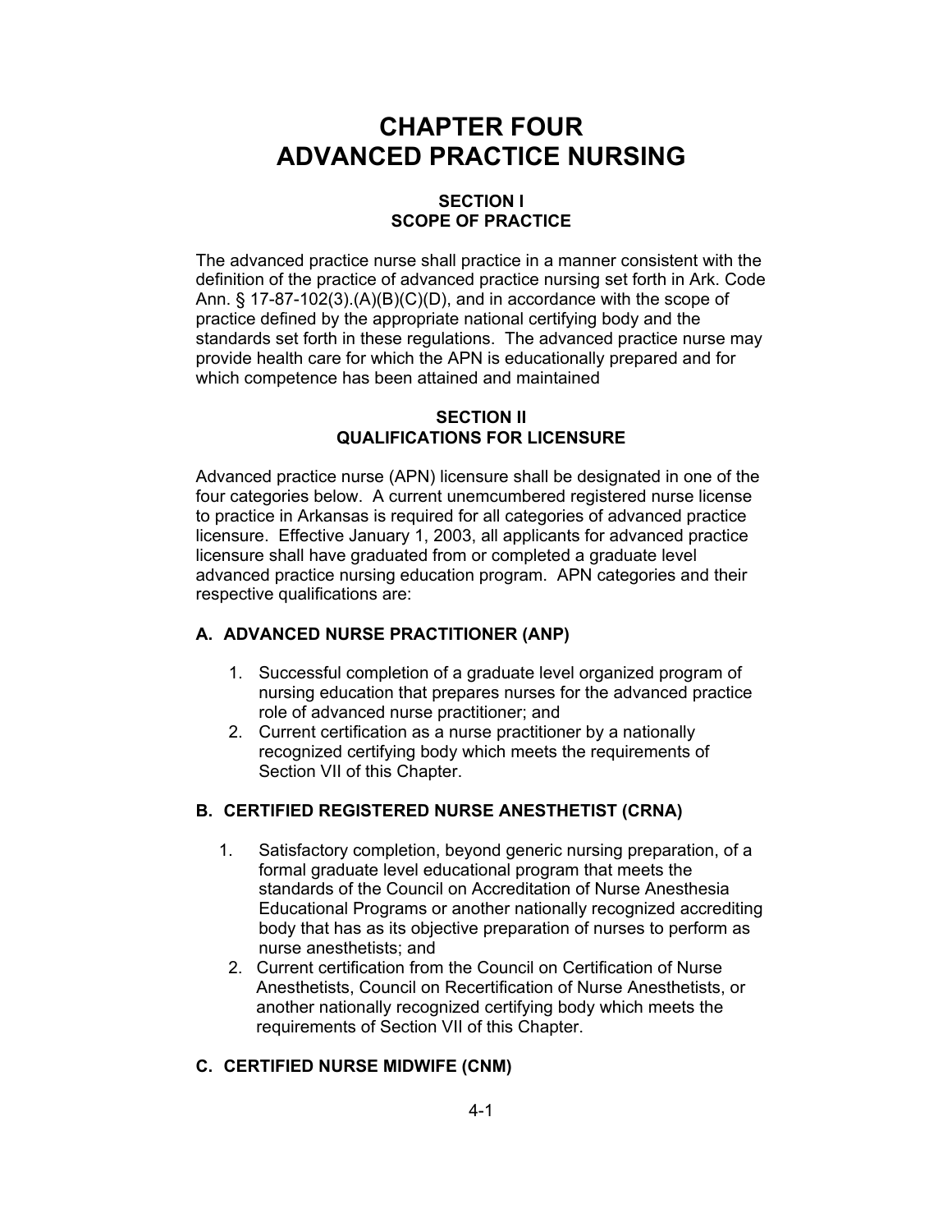# CHAPTER FOUR
# ADVANCED PRACTICE NURSING

## SECTION I
## SCOPE OF PRACTICE

The advanced practice nurse shall practice in a manner consistent with the definition of the practice of advanced practice nursing set forth in Ark. Code Ann. § 17-87-102(3).(A)(B)(C)(D), and in accordance with the scope of practice defined by the appropriate national certifying body and the standards set forth in these regulations. The advanced practice nurse may provide health care for which the APN is educationally prepared and for which competence has been attained and maintained

## SECTION II
## QUALIFICATIONS FOR LICENSURE

Advanced practice nurse (APN) licensure shall be designated in one of the four categories below. A current unemcumbered registered nurse license to practice in Arkansas is required for all categories of advanced practice licensure. Effective January 1, 2003, all applicants for advanced practice licensure shall have graduated from or completed a graduate level advanced practice nursing education program. APN categories and their respective qualifications are:

### A. ADVANCED NURSE PRACTITIONER (ANP)

1. Successful completion of a graduate level organized program of nursing education that prepares nurses for the advanced practice role of advanced nurse practitioner; and
2. Current certification as a nurse practitioner by a nationally recognized certifying body which meets the requirements of Section VII of this Chapter.

### B. CERTIFIED REGISTERED NURSE ANESTHETIST (CRNA)

1. Satisfactory completion, beyond generic nursing preparation, of a formal graduate level educational program that meets the standards of the Council on Accreditation of Nurse Anesthesia Educational Programs or another nationally recognized accrediting body that has as its objective preparation of nurses to perform as nurse anesthetists; and
2. Current certification from the Council on Certification of Nurse Anesthetists, Council on Recertification of Nurse Anesthetists, or another nationally recognized certifying body which meets the requirements of Section VII of this Chapter.

### C. CERTIFIED NURSE MIDWIFE (CNM)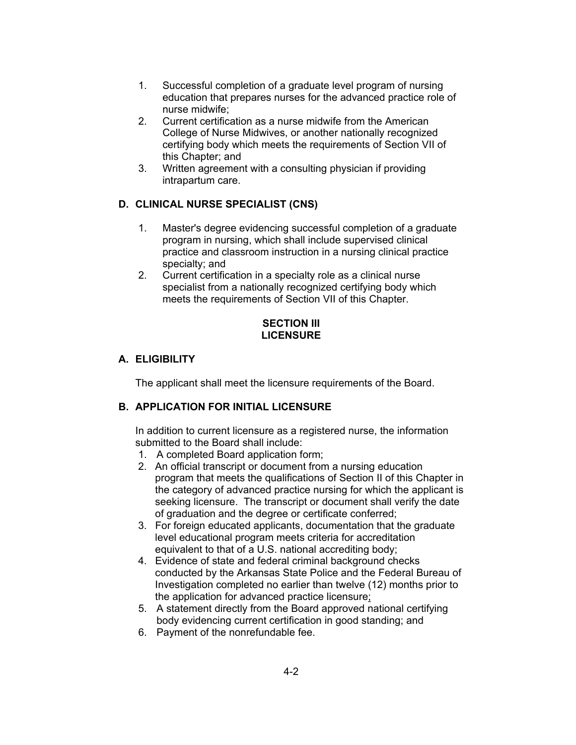1. Successful completion of a graduate level program of nursing education that prepares nurses for the advanced practice role of nurse midwife;
2. Current certification as a nurse midwife from the American College of Nurse Midwives, or another nationally recognized certifying body which meets the requirements of Section VII of this Chapter; and
3. Written agreement with a consulting physician if providing intrapartum care.

**D. CLINICAL NURSE SPECIALIST (CNS)**

1. Master's degree evidencing successful completion of a graduate program in nursing, which shall include supervised clinical practice and classroom instruction in a nursing clinical practice specialty; and
2. Current certification in a specialty role as a clinical nurse specialist from a nationally recognized certifying body which meets the requirements of Section VII of this Chapter.

## SECTION III
## LICENSURE

**A. ELIGIBILITY**

The applicant shall meet the licensure requirements of the Board.

**B. APPLICATION FOR INITIAL LICENSURE**

In addition to current licensure as a registered nurse, the information submitted to the Board shall include:

1. A completed Board application form;
2. An official transcript or document from a nursing education program that meets the qualifications of Section II of this Chapter in the category of advanced practice nursing for which the applicant is seeking licensure. The transcript or document shall verify the date of graduation and the degree or certificate conferred;
3. For foreign educated applicants, documentation that the graduate level educational program meets criteria for accreditation equivalent to that of a U.S. national accrediting body;
4. Evidence of state and federal criminal background checks conducted by the Arkansas State Police and the Federal Bureau of Investigation completed no earlier than twelve (12) months prior to the application for advanced practice licensure;
5. A statement directly from the Board approved national certifying body evidencing current certification in good standing; and
6. Payment of the nonrefundable fee.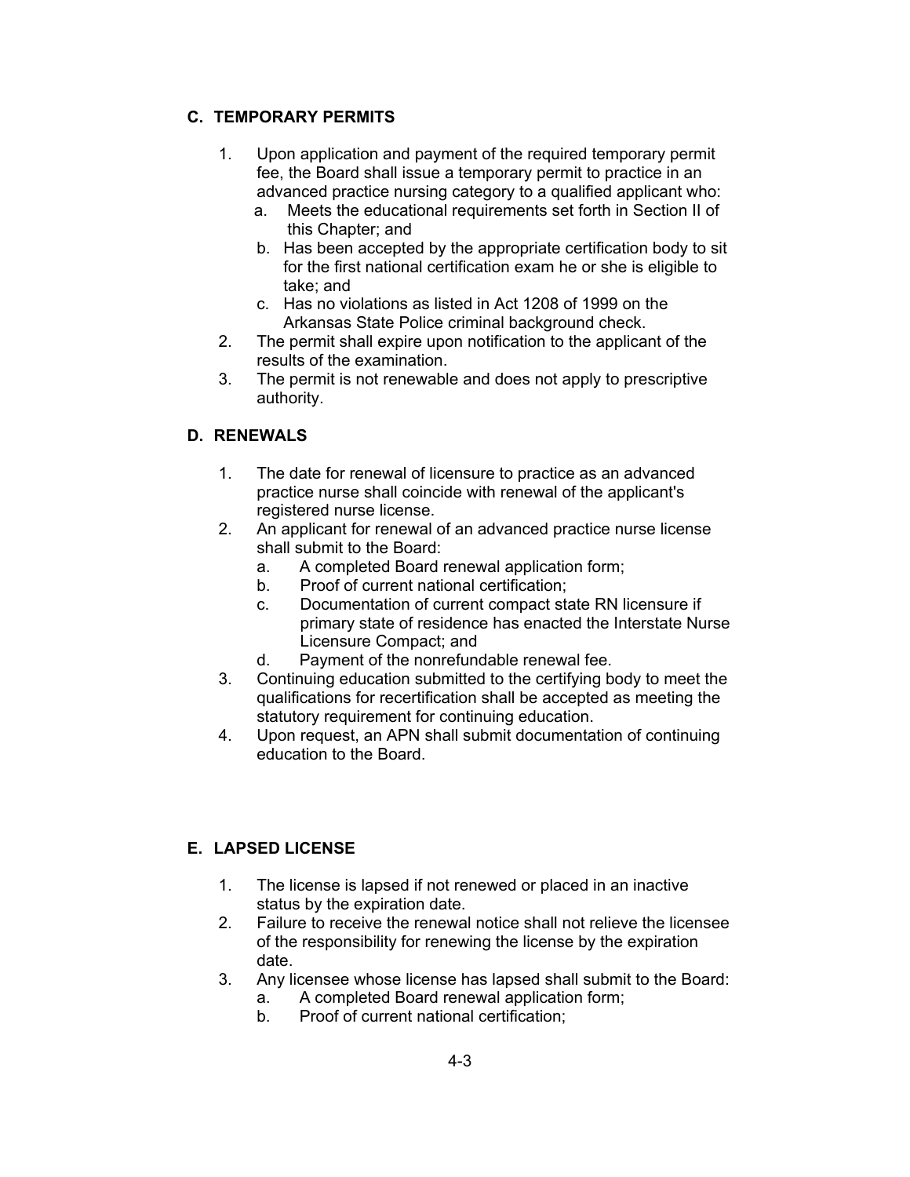## C. TEMPORARY PERMITS

1. Upon application and payment of the required temporary permit fee, the Board shall issue a temporary permit to practice in an advanced practice nursing category to a qualified applicant who:
   a. Meets the educational requirements set forth in Section II of this Chapter; and
   b. Has been accepted by the appropriate certification body to sit for the first national certification exam he or she is eligible to take; and
   c. Has no violations as listed in Act 1208 of 1999 on the Arkansas State Police criminal background check.
2. The permit shall expire upon notification to the applicant of the results of the examination.
3. The permit is not renewable and does not apply to prescriptive authority.

## D. RENEWALS

1. The date for renewal of licensure to practice as an advanced practice nurse shall coincide with renewal of the applicant's registered nurse license.
2. An applicant for renewal of an advanced practice nurse license shall submit to the Board:
   a. A completed Board renewal application form;
   b. Proof of current national certification;
   c. Documentation of current compact state RN licensure if primary state of residence has enacted the Interstate Nurse Licensure Compact; and
   d. Payment of the nonrefundable renewal fee.
3. Continuing education submitted to the certifying body to meet the qualifications for recertification shall be accepted as meeting the statutory requirement for continuing education.
4. Upon request, an APN shall submit documentation of continuing education to the Board.

## E. LAPSED LICENSE

1. The license is lapsed if not renewed or placed in an inactive status by the expiration date.
2. Failure to receive the renewal notice shall not relieve the licensee of the responsibility for renewing the license by the expiration date.
3. Any licensee whose license has lapsed shall submit to the Board:
   a. A completed Board renewal application form;
   b. Proof of current national certification;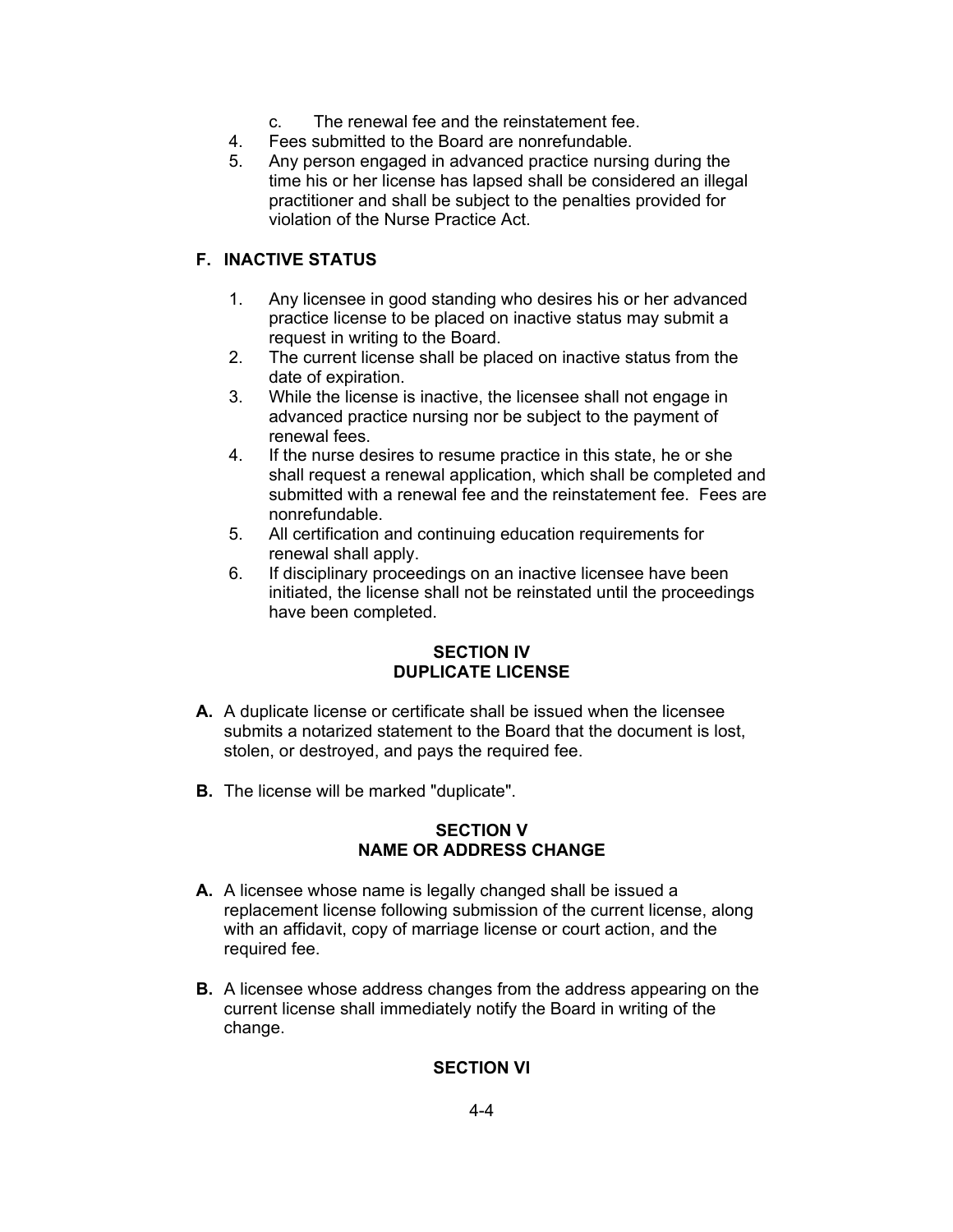c. The renewal fee and the reinstatement fee.

4. Fees submitted to the Board are nonrefundable.
5. Any person engaged in advanced practice nursing during the time his or her license has lapsed shall be considered an illegal practitioner and shall be subject to the penalties provided for violation of the Nurse Practice Act.

### F. INACTIVE STATUS

1. Any licensee in good standing who desires his or her advanced practice license to be placed on inactive status may submit a request in writing to the Board.
2. The current license shall be placed on inactive status from the date of expiration.
3. While the license is inactive, the licensee shall not engage in advanced practice nursing nor be subject to the payment of renewal fees.
4. If the nurse desires to resume practice in this state, he or she shall request a renewal application, which shall be completed and submitted with a renewal fee and the reinstatement fee. Fees are nonrefundable.
5. All certification and continuing education requirements for renewal shall apply.
6. If disciplinary proceedings on an inactive licensee have been initiated, the license shall not be reinstated until the proceedings have been completed.

## SECTION IV
## DUPLICATE LICENSE

**A.** A duplicate license or certificate shall be issued when the licensee submits a notarized statement to the Board that the document is lost, stolen, or destroyed, and pays the required fee.

**B.** The license will be marked "duplicate".

## SECTION V
## NAME OR ADDRESS CHANGE

**A.** A licensee whose name is legally changed shall be issued a replacement license following submission of the current license, along with an affidavit, copy of marriage license or court action, and the required fee.

**B.** A licensee whose address changes from the address appearing on the current license shall immediately notify the Board in writing of the change.

## SECTION VI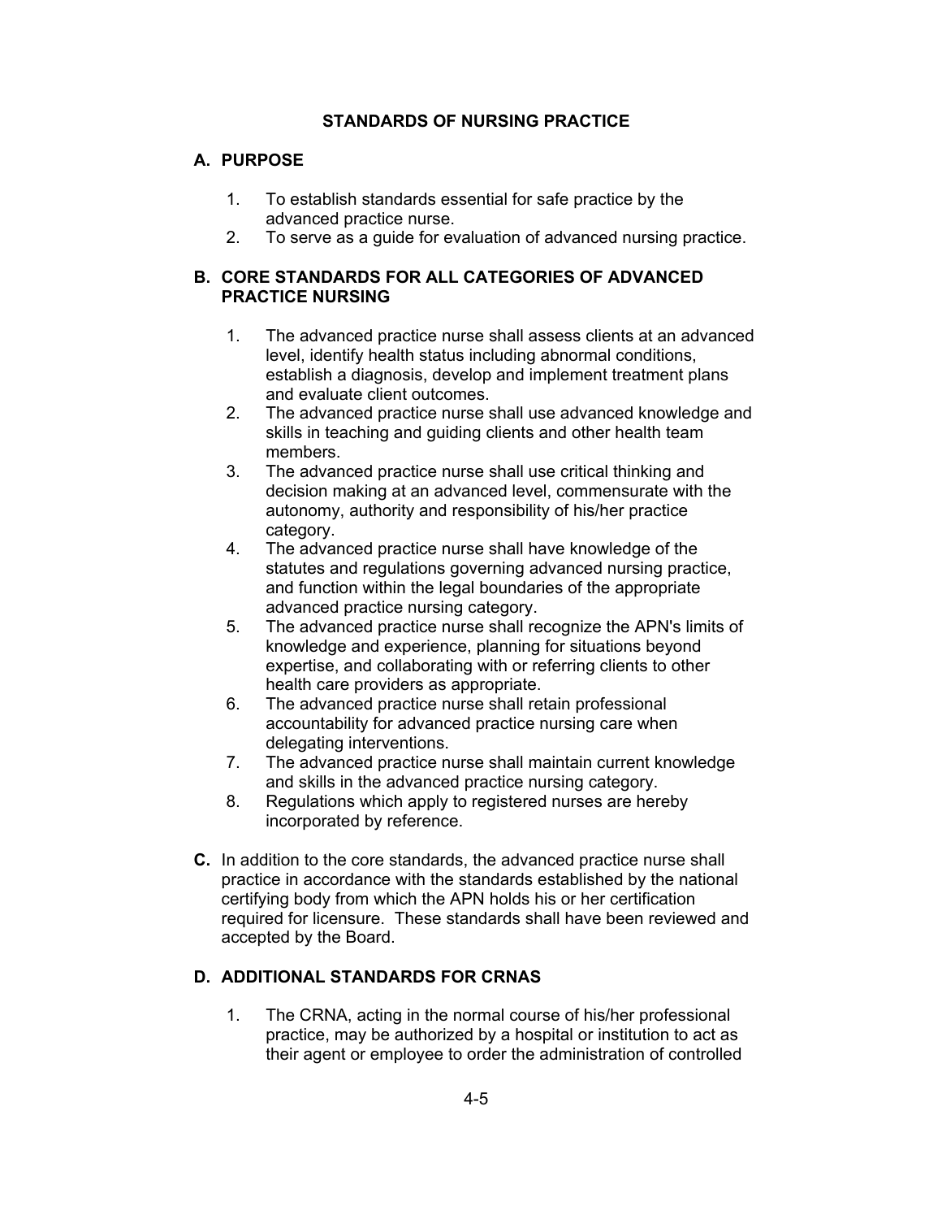## STANDARDS OF NURSING PRACTICE

### A. PURPOSE

1. To establish standards essential for safe practice by the advanced practice nurse.
2. To serve as a guide for evaluation of advanced nursing practice.

### B. CORE STANDARDS FOR ALL CATEGORIES OF ADVANCED PRACTICE NURSING

1. The advanced practice nurse shall assess clients at an advanced level, identify health status including abnormal conditions, establish a diagnosis, develop and implement treatment plans and evaluate client outcomes.
2. The advanced practice nurse shall use advanced knowledge and skills in teaching and guiding clients and other health team members.
3. The advanced practice nurse shall use critical thinking and decision making at an advanced level, commensurate with the autonomy, authority and responsibility of his/her practice category.
4. The advanced practice nurse shall have knowledge of the statutes and regulations governing advanced nursing practice, and function within the legal boundaries of the appropriate advanced practice nursing category.
5. The advanced practice nurse shall recognize the APN's limits of knowledge and experience, planning for situations beyond expertise, and collaborating with or referring clients to other health care providers as appropriate.
6. The advanced practice nurse shall retain professional accountability for advanced practice nursing care when delegating interventions.
7. The advanced practice nurse shall maintain current knowledge and skills in the advanced practice nursing category.
8. Regulations which apply to registered nurses are hereby incorporated by reference.

**C.** In addition to the core standards, the advanced practice nurse shall practice in accordance with the standards established by the national certifying body from which the APN holds his or her certification required for licensure. These standards shall have been reviewed and accepted by the Board.

### D. ADDITIONAL STANDARDS FOR CRNAS

1. The CRNA, acting in the normal course of his/her professional practice, may be authorized by a hospital or institution to act as their agent or employee to order the administration of controlled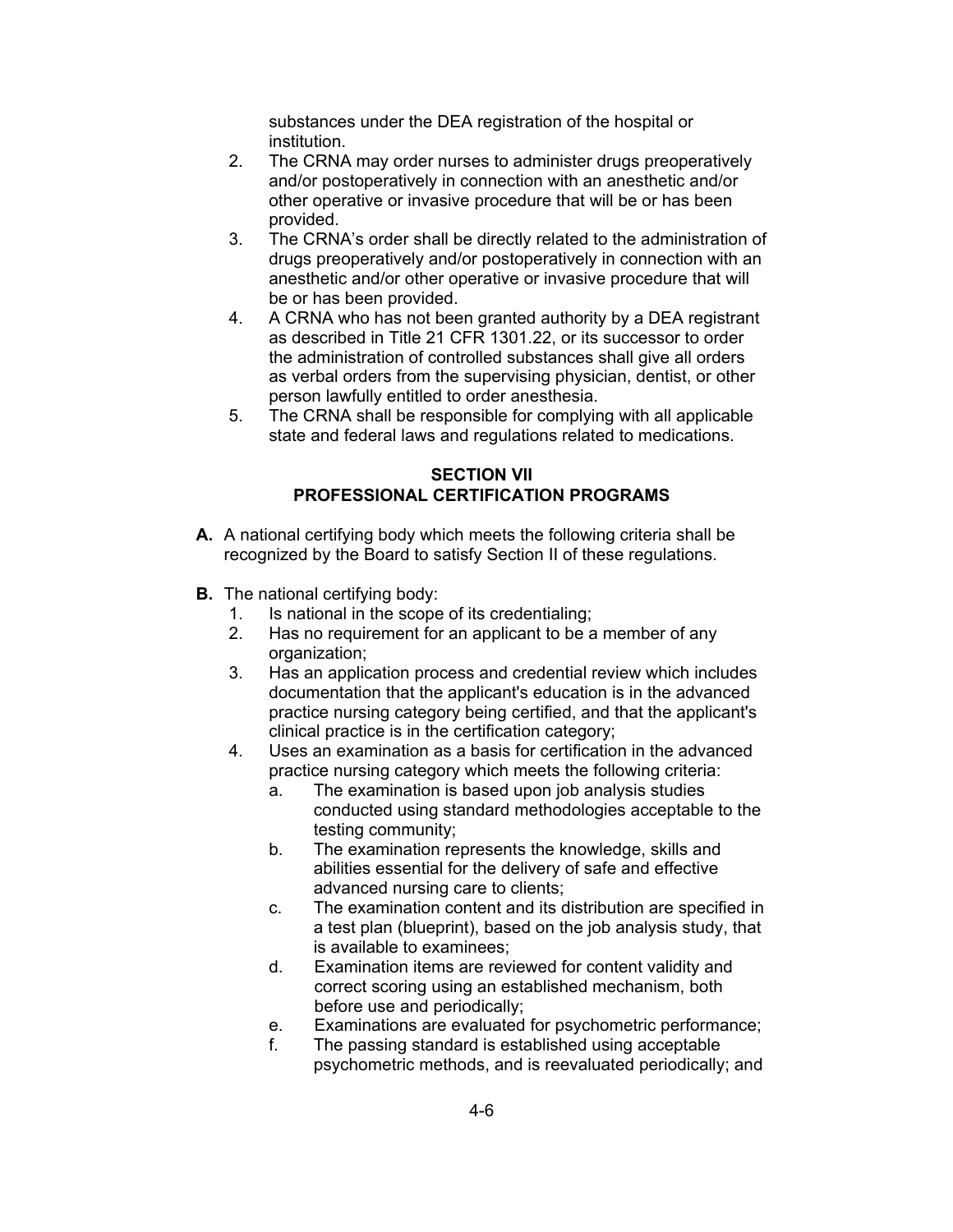substances under the DEA registration of the hospital or institution.

2. The CRNA may order nurses to administer drugs preoperatively and/or postoperatively in connection with an anesthetic and/or other operative or invasive procedure that will be or has been provided.
3. The CRNA's order shall be directly related to the administration of drugs preoperatively and/or postoperatively in connection with an anesthetic and/or other operative or invasive procedure that will be or has been provided.
4. A CRNA who has not been granted authority by a DEA registrant as described in Title 21 CFR 1301.22, or its successor to order the administration of controlled substances shall give all orders as verbal orders from the supervising physician, dentist, or other person lawfully entitled to order anesthesia.
5. The CRNA shall be responsible for complying with all applicable state and federal laws and regulations related to medications.

## SECTION VII
## PROFESSIONAL CERTIFICATION PROGRAMS

**A.** A national certifying body which meets the following criteria shall be recognized by the Board to satisfy Section II of these regulations.

**B.** The national certifying body:

1. Is national in the scope of its credentialing;
2. Has no requirement for an applicant to be a member of any organization;
3. Has an application process and credential review which includes documentation that the applicant's education is in the advanced practice nursing category being certified, and that the applicant's clinical practice is in the certification category;
4. Uses an examination as a basis for certification in the advanced practice nursing category which meets the following criteria:
   a. The examination is based upon job analysis studies conducted using standard methodologies acceptable to the testing community;
   b. The examination represents the knowledge, skills and abilities essential for the delivery of safe and effective advanced nursing care to clients;
   c. The examination content and its distribution are specified in a test plan (blueprint), based on the job analysis study, that is available to examinees;
   d. Examination items are reviewed for content validity and correct scoring using an established mechanism, both before use and periodically;
   e. Examinations are evaluated for psychometric performance;
   f. The passing standard is established using acceptable psychometric methods, and is reevaluated periodically; and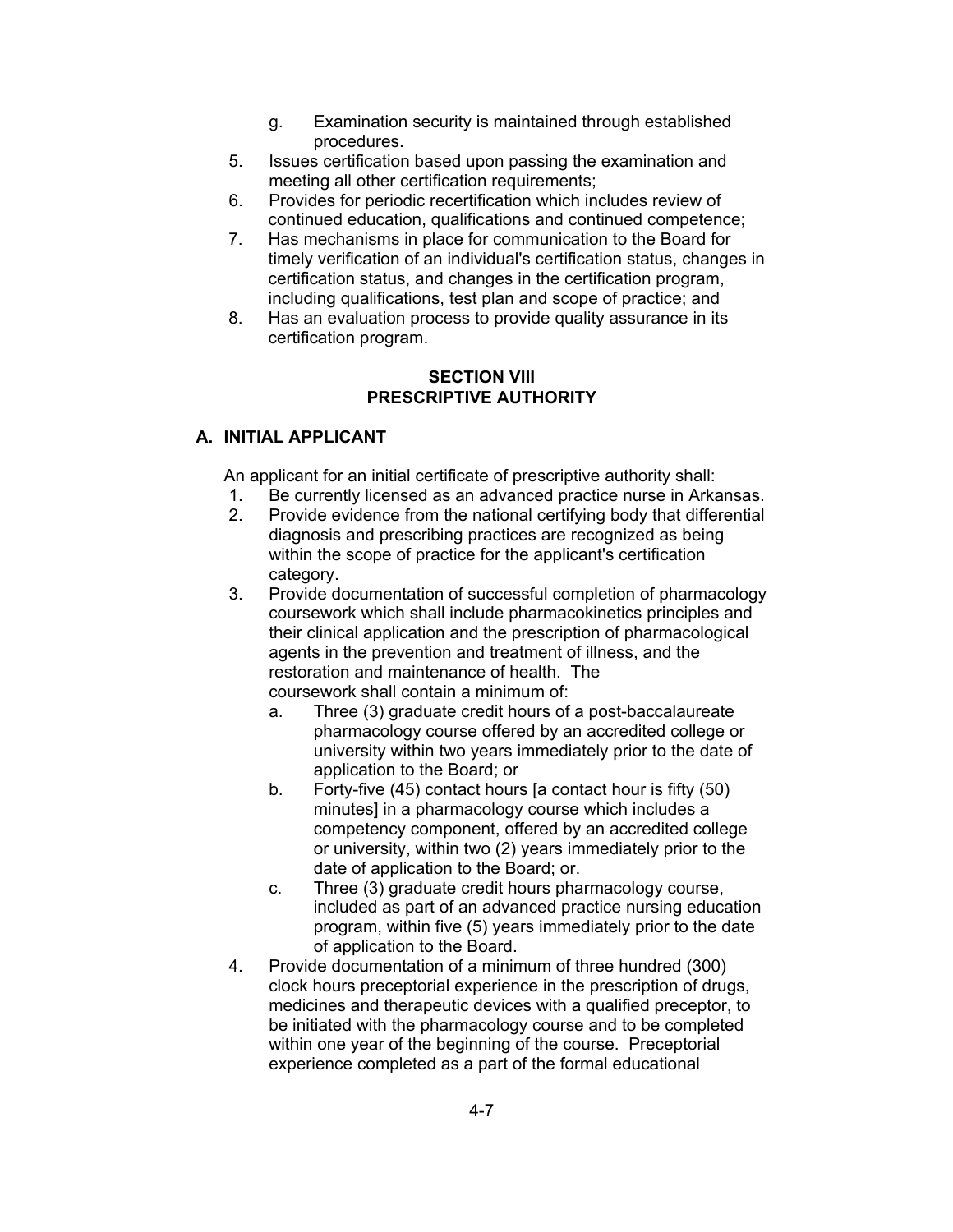g. Examination security is maintained through established procedures.

5. Issues certification based upon passing the examination and meeting all other certification requirements;
6. Provides for periodic recertification which includes review of continued education, qualifications and continued competence;
7. Has mechanisms in place for communication to the Board for timely verification of an individual's certification status, changes in certification status, and changes in the certification program, including qualifications, test plan and scope of practice; and
8. Has an evaluation process to provide quality assurance in its certification program.

## SECTION VIII
## PRESCRIPTIVE AUTHORITY

### A. INITIAL APPLICANT

An applicant for an initial certificate of prescriptive authority shall:

1. Be currently licensed as an advanced practice nurse in Arkansas.
2. Provide evidence from the national certifying body that differential diagnosis and prescribing practices are recognized as being within the scope of practice for the applicant's certification category.
3. Provide documentation of successful completion of pharmacology coursework which shall include pharmacokinetics principles and their clinical application and the prescription of pharmacological agents in the prevention and treatment of illness, and the restoration and maintenance of health. The coursework shall contain a minimum of:
   a. Three (3) graduate credit hours of a post-baccalaureate pharmacology course offered by an accredited college or university within two years immediately prior to the date of application to the Board; or
   b. Forty-five (45) contact hours [a contact hour is fifty (50) minutes] in a pharmacology course which includes a competency component, offered by an accredited college or university, within two (2) years immediately prior to the date of application to the Board; or.
   c. Three (3) graduate credit hours pharmacology course, included as part of an advanced practice nursing education program, within five (5) years immediately prior to the date of application to the Board.
4. Provide documentation of a minimum of three hundred (300) clock hours preceptorial experience in the prescription of drugs, medicines and therapeutic devices with a qualified preceptor, to be initiated with the pharmacology course and to be completed within one year of the beginning of the course. Preceptorial experience completed as a part of the formal educational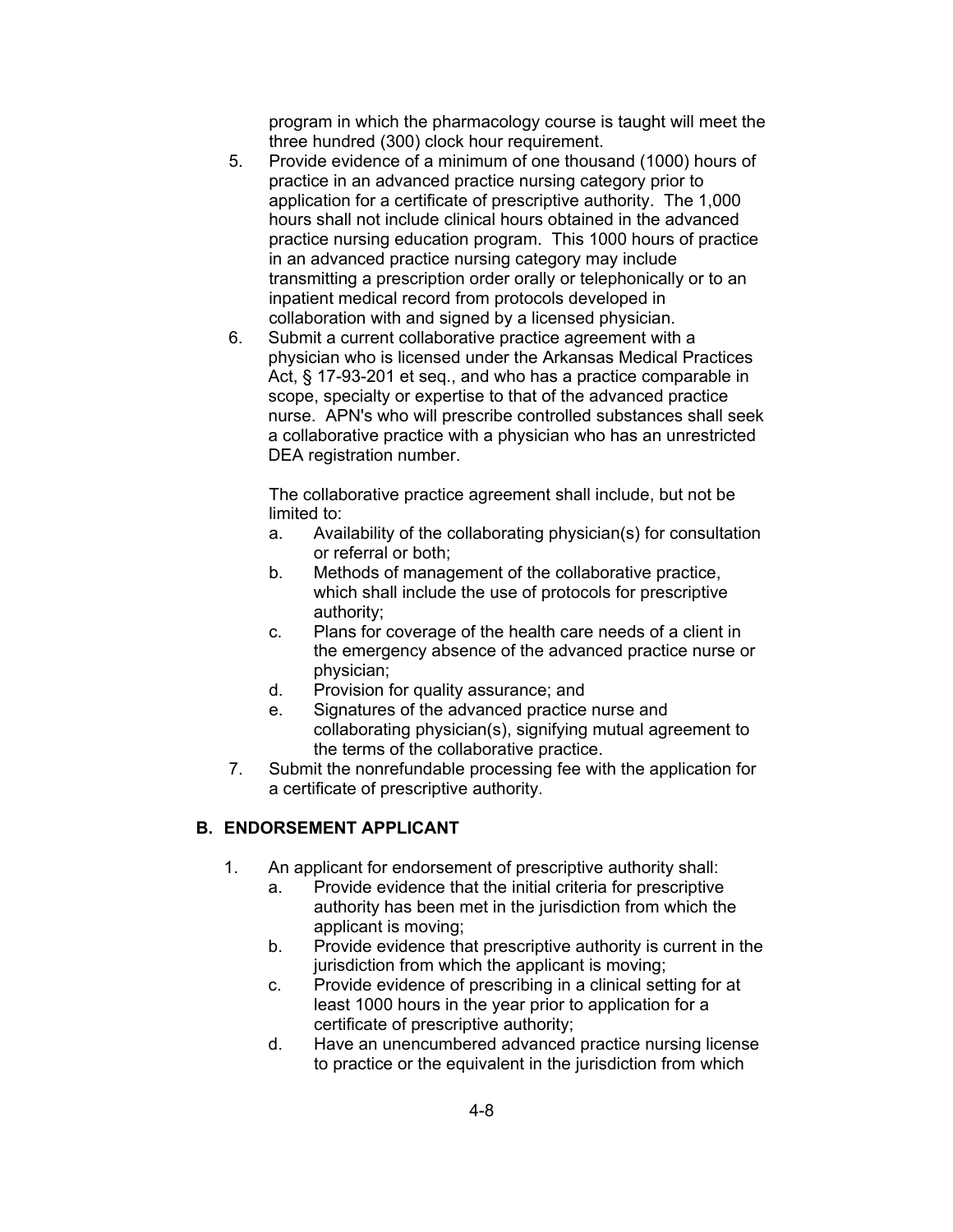program in which the pharmacology course is taught will meet the three hundred (300) clock hour requirement.

5. Provide evidence of a minimum of one thousand (1000) hours of practice in an advanced practice nursing category prior to application for a certificate of prescriptive authority. The 1,000 hours shall not include clinical hours obtained in the advanced practice nursing education program. This 1000 hours of practice in an advanced practice nursing category may include transmitting a prescription order orally or telephonically or to an inpatient medical record from protocols developed in collaboration with and signed by a licensed physician.
6. Submit a current collaborative practice agreement with a physician who is licensed under the Arkansas Medical Practices Act, § 17-93-201 et seq., and who has a practice comparable in scope, specialty or expertise to that of the advanced practice nurse. APN's who will prescribe controlled substances shall seek a collaborative practice with a physician who has an unrestricted DEA registration number.

   The collaborative practice agreement shall include, but not be limited to:
   a. Availability of the collaborating physician(s) for consultation or referral or both;
   b. Methods of management of the collaborative practice, which shall include the use of protocols for prescriptive authority;
   c. Plans for coverage of the health care needs of a client in the emergency absence of the advanced practice nurse or physician;
   d. Provision for quality assurance; and
   e. Signatures of the advanced practice nurse and collaborating physician(s), signifying mutual agreement to the terms of the collaborative practice.
7. Submit the nonrefundable processing fee with the application for a certificate of prescriptive authority.

## B. ENDORSEMENT APPLICANT

1. An applicant for endorsement of prescriptive authority shall:
   a. Provide evidence that the initial criteria for prescriptive authority has been met in the jurisdiction from which the applicant is moving;
   b. Provide evidence that prescriptive authority is current in the jurisdiction from which the applicant is moving;
   c. Provide evidence of prescribing in a clinical setting for at least 1000 hours in the year prior to application for a certificate of prescriptive authority;
   d. Have an unencumbered advanced practice nursing license to practice or the equivalent in the jurisdiction from which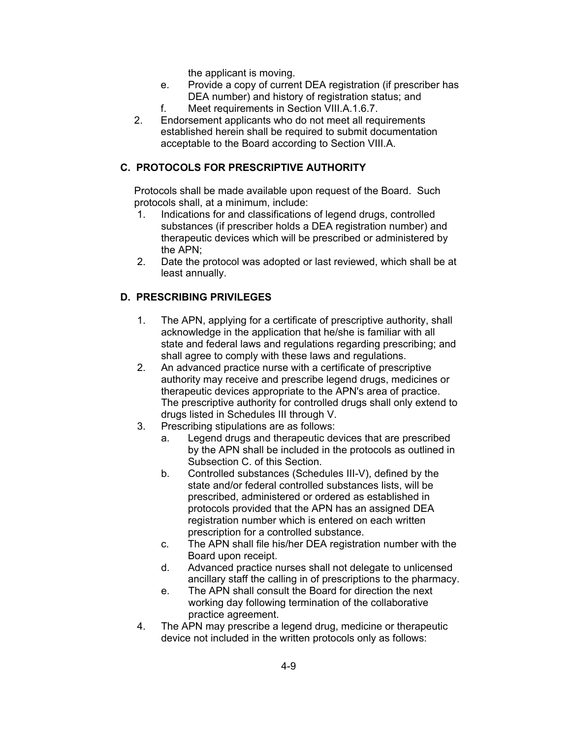the applicant is moving.

  e. Provide a copy of current DEA registration (if prescriber has DEA number) and history of registration status; and
  f. Meet requirements in Section VIII.A.1.6.7.

2. Endorsement applicants who do not meet all requirements established herein shall be required to submit documentation acceptable to the Board according to Section VIII.A.

## C. PROTOCOLS FOR PRESCRIPTIVE AUTHORITY

Protocols shall be made available upon request of the Board. Such protocols shall, at a minimum, include:

1. Indications for and classifications of legend drugs, controlled substances (if prescriber holds a DEA registration number) and therapeutic devices which will be prescribed or administered by the APN;
2. Date the protocol was adopted or last reviewed, which shall be at least annually.

## D. PRESCRIBING PRIVILEGES

1. The APN, applying for a certificate of prescriptive authority, shall acknowledge in the application that he/she is familiar with all state and federal laws and regulations regarding prescribing; and shall agree to comply with these laws and regulations.
2. An advanced practice nurse with a certificate of prescriptive authority may receive and prescribe legend drugs, medicines or therapeutic devices appropriate to the APN's area of practice. The prescriptive authority for controlled drugs shall only extend to drugs listed in Schedules III through V.
3. Prescribing stipulations are as follows:
   a. Legend drugs and therapeutic devices that are prescribed by the APN shall be included in the protocols as outlined in Subsection C. of this Section.
   b. Controlled substances (Schedules III-V), defined by the state and/or federal controlled substances lists, will be prescribed, administered or ordered as established in protocols provided that the APN has an assigned DEA registration number which is entered on each written prescription for a controlled substance.
   c. The APN shall file his/her DEA registration number with the Board upon receipt.
   d. Advanced practice nurses shall not delegate to unlicensed ancillary staff the calling in of prescriptions to the pharmacy.
   e. The APN shall consult the Board for direction the next working day following termination of the collaborative practice agreement.
4. The APN may prescribe a legend drug, medicine or therapeutic device not included in the written protocols only as follows: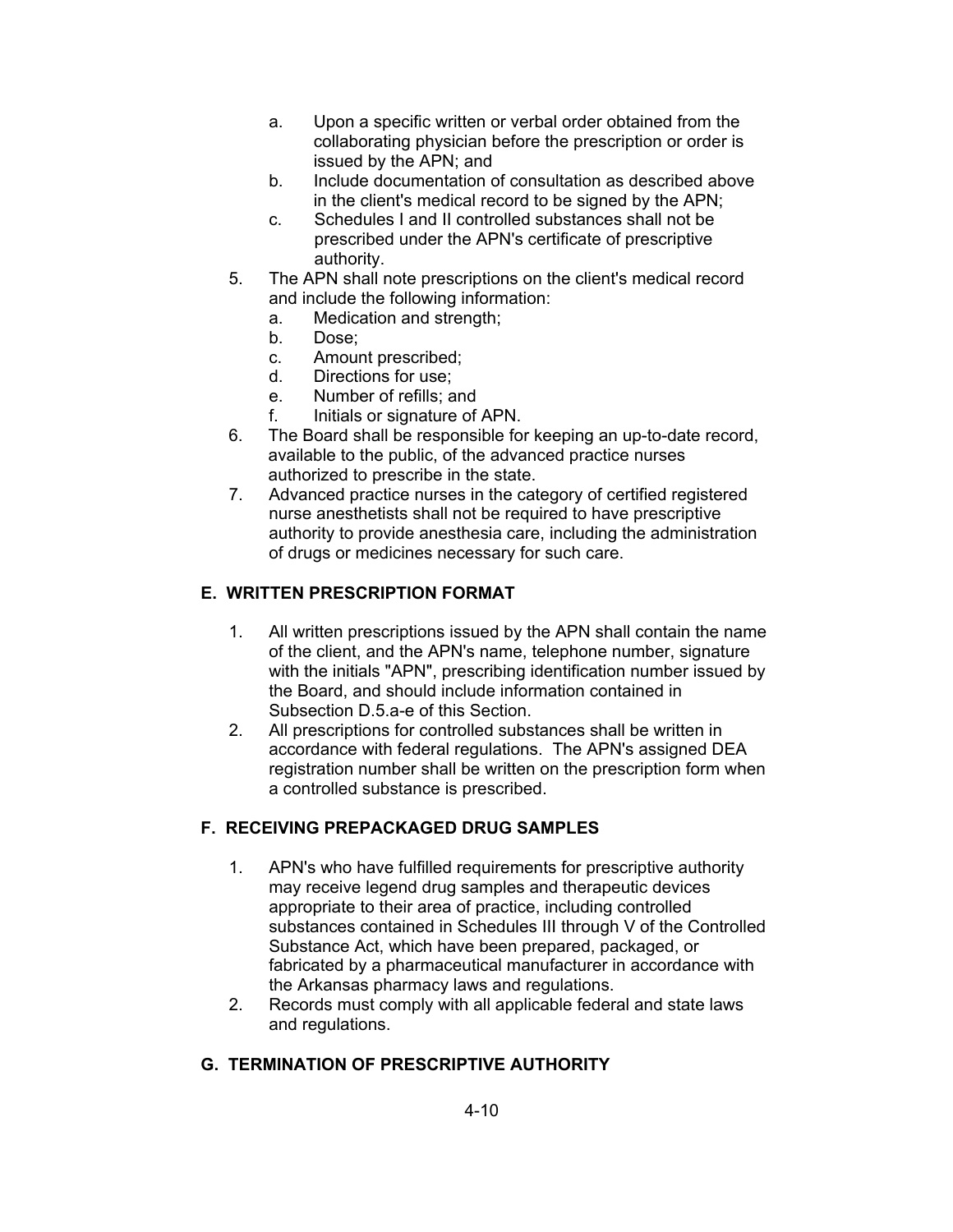a. Upon a specific written or verbal order obtained from the collaborating physician before the prescription or order is issued by the APN; and
   b. Include documentation of consultation as described above in the client's medical record to be signed by the APN;
   c. Schedules I and II controlled substances shall not be prescribed under the APN's certificate of prescriptive authority.
5. The APN shall note prescriptions on the client's medical record and include the following information:
   a. Medication and strength;
   b. Dose;
   c. Amount prescribed;
   d. Directions for use;
   e. Number of refills; and
   f. Initials or signature of APN.
6. The Board shall be responsible for keeping an up-to-date record, available to the public, of the advanced practice nurses authorized to prescribe in the state.
7. Advanced practice nurses in the category of certified registered nurse anesthetists shall not be required to have prescriptive authority to provide anesthesia care, including the administration of drugs or medicines necessary for such care.

## E. WRITTEN PRESCRIPTION FORMAT

1. All written prescriptions issued by the APN shall contain the name of the client, and the APN's name, telephone number, signature with the initials "APN", prescribing identification number issued by the Board, and should include information contained in Subsection D.5.a-e of this Section.
2. All prescriptions for controlled substances shall be written in accordance with federal regulations. The APN's assigned DEA registration number shall be written on the prescription form when a controlled substance is prescribed.

## F. RECEIVING PREPACKAGED DRUG SAMPLES

1. APN's who have fulfilled requirements for prescriptive authority may receive legend drug samples and therapeutic devices appropriate to their area of practice, including controlled substances contained in Schedules III through V of the Controlled Substance Act, which have been prepared, packaged, or fabricated by a pharmaceutical manufacturer in accordance with the Arkansas pharmacy laws and regulations.
2. Records must comply with all applicable federal and state laws and regulations.

## G. TERMINATION OF PRESCRIPTIVE AUTHORITY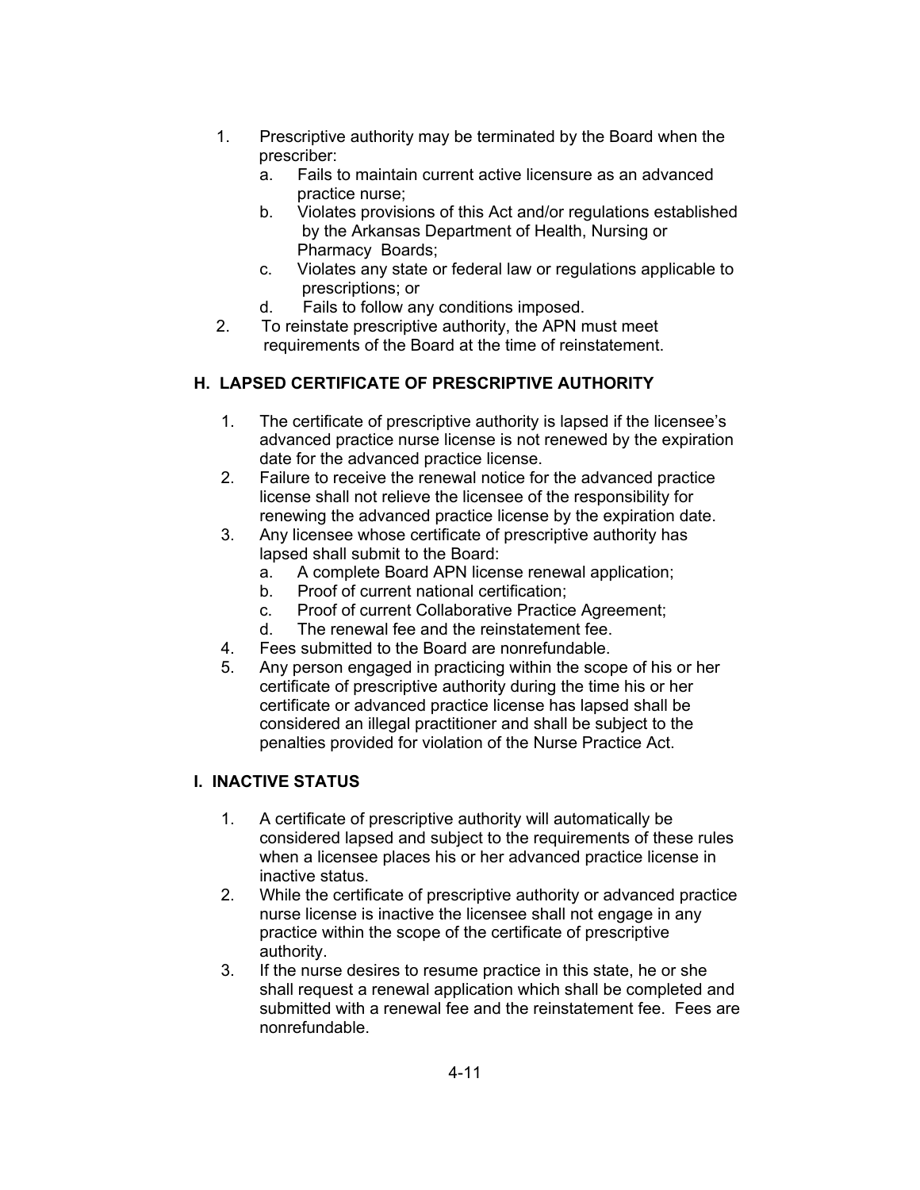1. Prescriptive authority may be terminated by the Board when the prescriber:
   a. Fails to maintain current active licensure as an advanced practice nurse;
   b. Violates provisions of this Act and/or regulations established by the Arkansas Department of Health, Nursing or Pharmacy Boards;
   c. Violates any state or federal law or regulations applicable to prescriptions; or
   d. Fails to follow any conditions imposed.
2. To reinstate prescriptive authority, the APN must meet requirements of the Board at the time of reinstatement.

### H. LAPSED CERTIFICATE OF PRESCRIPTIVE AUTHORITY

1. The certificate of prescriptive authority is lapsed if the licensee's advanced practice nurse license is not renewed by the expiration date for the advanced practice license.
2. Failure to receive the renewal notice for the advanced practice license shall not relieve the licensee of the responsibility for renewing the advanced practice license by the expiration date.
3. Any licensee whose certificate of prescriptive authority has lapsed shall submit to the Board:
   a. A complete Board APN license renewal application;
   b. Proof of current national certification;
   c. Proof of current Collaborative Practice Agreement;
   d. The renewal fee and the reinstatement fee.
4. Fees submitted to the Board are nonrefundable.
5. Any person engaged in practicing within the scope of his or her certificate of prescriptive authority during the time his or her certificate or advanced practice license has lapsed shall be considered an illegal practitioner and shall be subject to the penalties provided for violation of the Nurse Practice Act.

### I. INACTIVE STATUS

1. A certificate of prescriptive authority will automatically be considered lapsed and subject to the requirements of these rules when a licensee places his or her advanced practice license in inactive status.
2. While the certificate of prescriptive authority or advanced practice nurse license is inactive the licensee shall not engage in any practice within the scope of the certificate of prescriptive authority.
3. If the nurse desires to resume practice in this state, he or she shall request a renewal application which shall be completed and submitted with a renewal fee and the reinstatement fee. Fees are nonrefundable.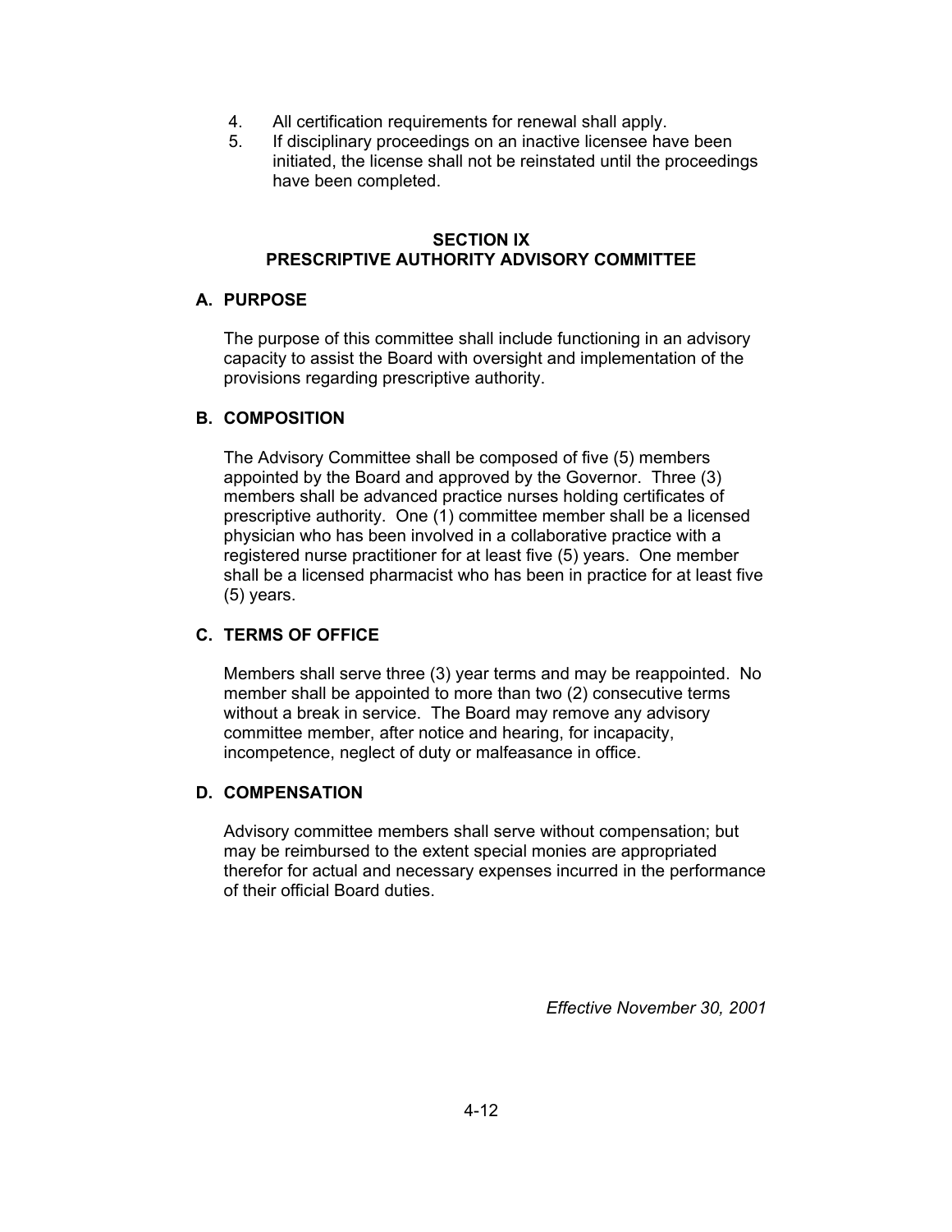4. All certification requirements for renewal shall apply.
5. If disciplinary proceedings on an inactive licensee have been initiated, the license shall not be reinstated until the proceedings have been completed.

## SECTION IX
## PRESCRIPTIVE AUTHORITY ADVISORY COMMITTEE

### A. PURPOSE

The purpose of this committee shall include functioning in an advisory capacity to assist the Board with oversight and implementation of the provisions regarding prescriptive authority.

### B. COMPOSITION

The Advisory Committee shall be composed of five (5) members appointed by the Board and approved by the Governor. Three (3) members shall be advanced practice nurses holding certificates of prescriptive authority. One (1) committee member shall be a licensed physician who has been involved in a collaborative practice with a registered nurse practitioner for at least five (5) years. One member shall be a licensed pharmacist who has been in practice for at least five (5) years.

### C. TERMS OF OFFICE

Members shall serve three (3) year terms and may be reappointed. No member shall be appointed to more than two (2) consecutive terms without a break in service. The Board may remove any advisory committee member, after notice and hearing, for incapacity, incompetence, neglect of duty or malfeasance in office.

### D. COMPENSATION

Advisory committee members shall serve without compensation; but may be reimbursed to the extent special monies are appropriated therefor for actual and necessary expenses incurred in the performance of their official Board duties.

*Effective November 30, 2001*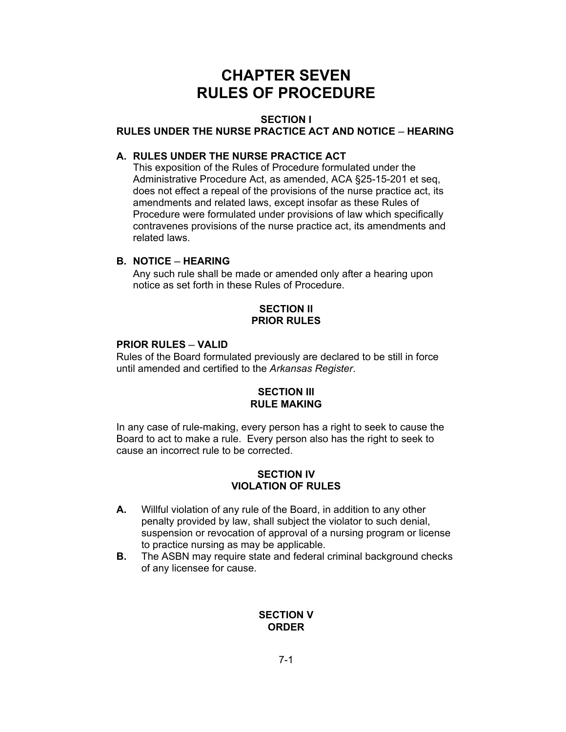# CHAPTER SEVEN
# RULES OF PROCEDURE

## SECTION I
## RULES UNDER THE NURSE PRACTICE ACT AND NOTICE – HEARING

### A. RULES UNDER THE NURSE PRACTICE ACT

This exposition of the Rules of Procedure formulated under the Administrative Procedure Act, as amended, ACA §25-15-201 et seq, does not effect a repeal of the provisions of the nurse practice act, its amendments and related laws, except insofar as these Rules of Procedure were formulated under provisions of law which specifically contravenes provisions of the nurse practice act, its amendments and related laws.

### B. NOTICE – HEARING

Any such rule shall be made or amended only after a hearing upon notice as set forth in these Rules of Procedure.

## SECTION II
## PRIOR RULES

**PRIOR RULES – VALID**

Rules of the Board formulated previously are declared to be still in force until amended and certified to the *Arkansas Register*.

## SECTION III
## RULE MAKING

In any case of rule-making, every person has a right to seek to cause the Board to act to make a rule. Every person also has the right to seek to cause an incorrect rule to be corrected.

## SECTION IV
## VIOLATION OF RULES

**A.** Willful violation of any rule of the Board, in addition to any other penalty provided by law, shall subject the violator to such denial, suspension or revocation of approval of a nursing program or license to practice nursing as may be applicable.

**B.** The ASBN may require state and federal criminal background checks of any licensee for cause.

## SECTION V
## ORDER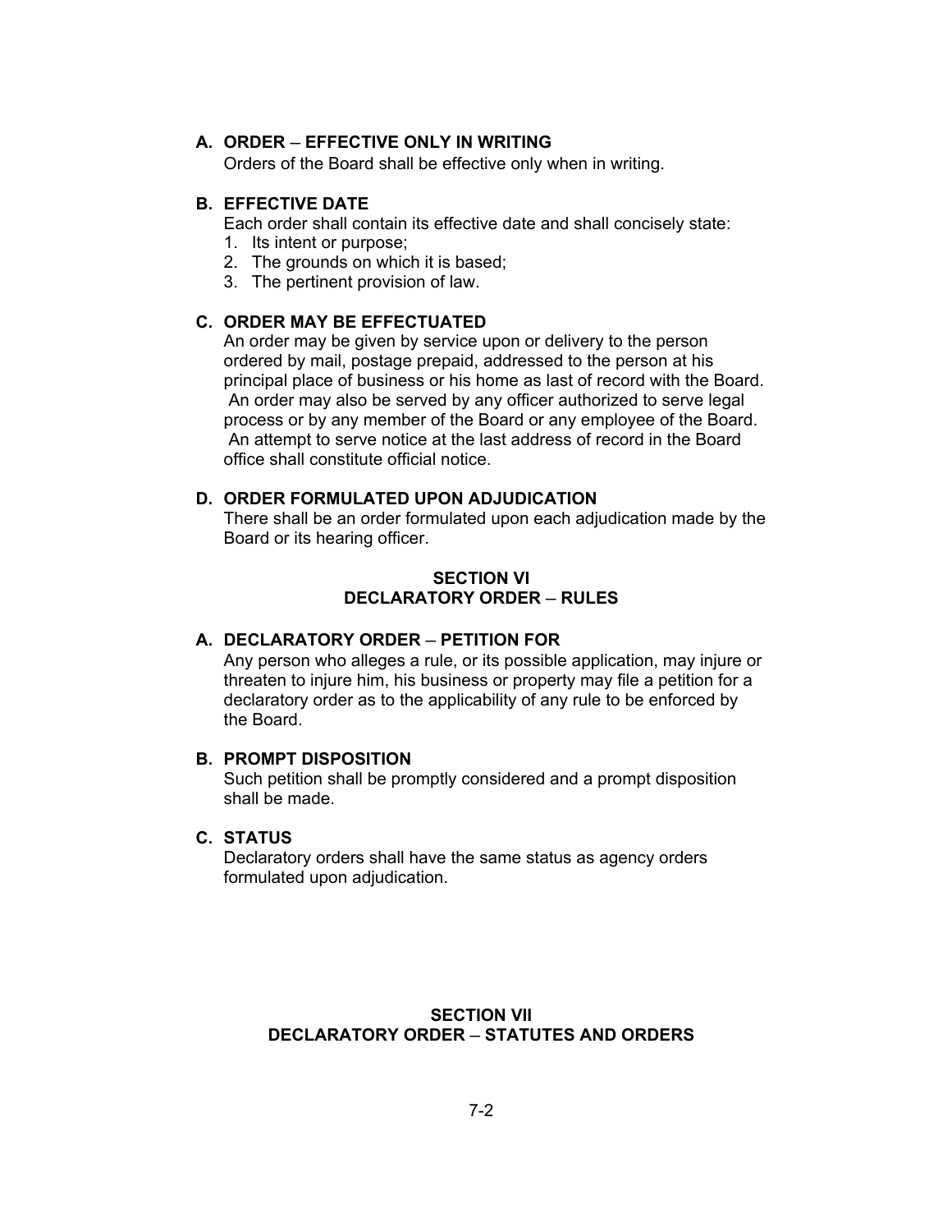**A. ORDER – EFFECTIVE ONLY IN WRITING**
Orders of the Board shall be effective only when in writing.

**B. EFFECTIVE DATE**
Each order shall contain its effective date and shall concisely state:
1. Its intent or purpose;
2. The grounds on which it is based;
3. The pertinent provision of law.

**C. ORDER MAY BE EFFECTUATED**
An order may be given by service upon or delivery to the person ordered by mail, postage prepaid, addressed to the person at his principal place of business or his home as last of record with the Board. An order may also be served by any officer authorized to serve legal process or by any member of the Board or any employee of the Board. An attempt to serve notice at the last address of record in the Board office shall constitute official notice.

**D. ORDER FORMULATED UPON ADJUDICATION**
There shall be an order formulated upon each adjudication made by the Board or its hearing officer.

## SECTION VI
## DECLARATORY ORDER – RULES

**A. DECLARATORY ORDER – PETITION FOR**
Any person who alleges a rule, or its possible application, may injure or threaten to injure him, his business or property may file a petition for a declaratory order as to the applicability of any rule to be enforced by the Board.

**B. PROMPT DISPOSITION**
Such petition shall be promptly considered and a prompt disposition shall be made.

**C. STATUS**
Declaratory orders shall have the same status as agency orders formulated upon adjudication.

## SECTION VII
## DECLARATORY ORDER – STATUTES AND ORDERS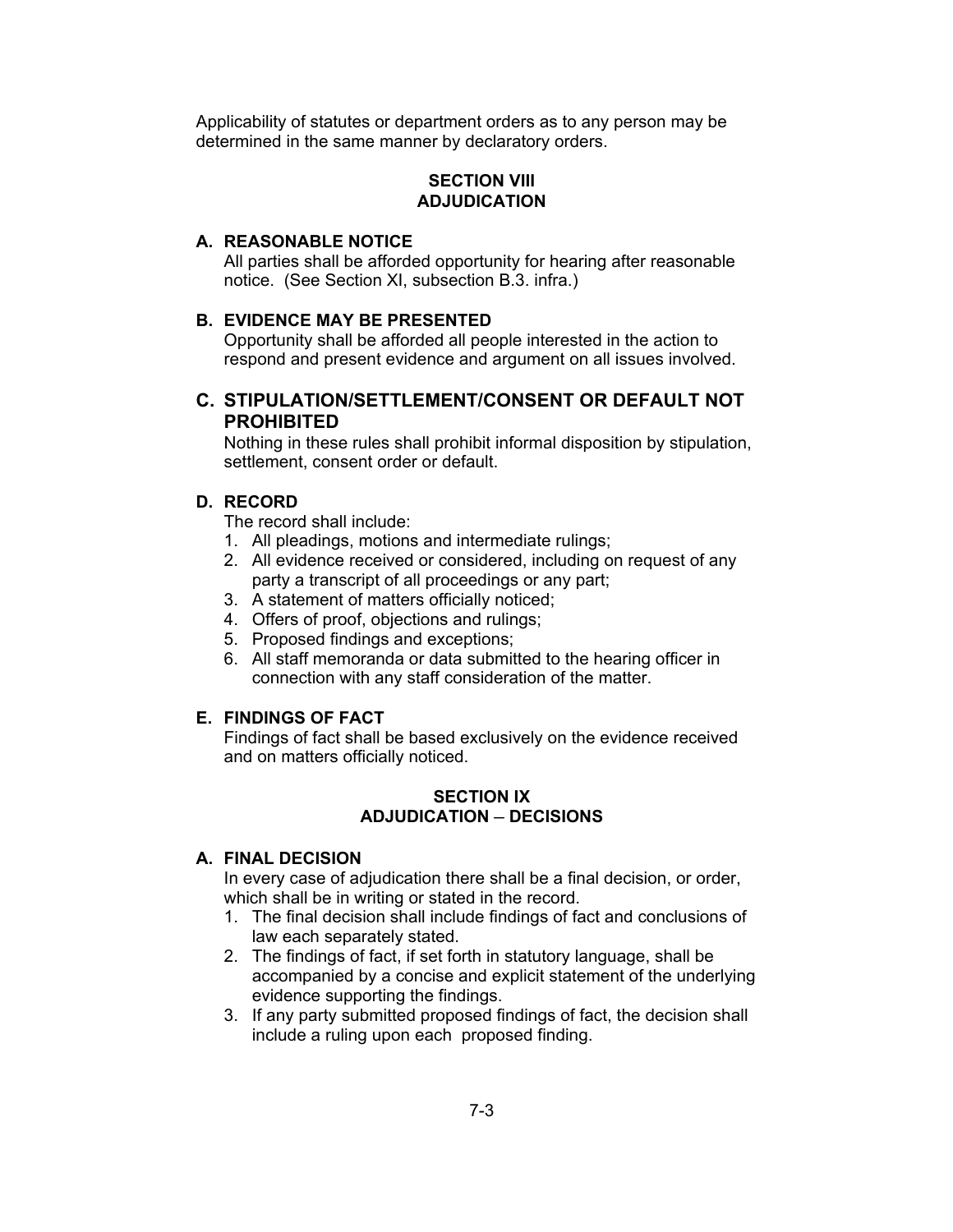Applicability of statutes or department orders as to any person may be determined in the same manner by declaratory orders.

## SECTION VIII
## ADJUDICATION

### A. REASONABLE NOTICE

All parties shall be afforded opportunity for hearing after reasonable notice. (See Section XI, subsection B.3. infra.)

### B. EVIDENCE MAY BE PRESENTED

Opportunity shall be afforded all people interested in the action to respond and present evidence and argument on all issues involved.

### C. STIPULATION/SETTLEMENT/CONSENT OR DEFAULT NOT PROHIBITED

Nothing in these rules shall prohibit informal disposition by stipulation, settlement, consent order or default.

### D. RECORD

The record shall include:

1. All pleadings, motions and intermediate rulings;
2. All evidence received or considered, including on request of any party a transcript of all proceedings or any part;
3. A statement of matters officially noticed;
4. Offers of proof, objections and rulings;
5. Proposed findings and exceptions;
6. All staff memoranda or data submitted to the hearing officer in connection with any staff consideration of the matter.

### E. FINDINGS OF FACT

Findings of fact shall be based exclusively on the evidence received and on matters officially noticed.

## SECTION IX
## ADJUDICATION – DECISIONS

### A. FINAL DECISION

In every case of adjudication there shall be a final decision, or order, which shall be in writing or stated in the record.

1. The final decision shall include findings of fact and conclusions of law each separately stated.
2. The findings of fact, if set forth in statutory language, shall be accompanied by a concise and explicit statement of the underlying evidence supporting the findings.
3. If any party submitted proposed findings of fact, the decision shall include a ruling upon each proposed finding.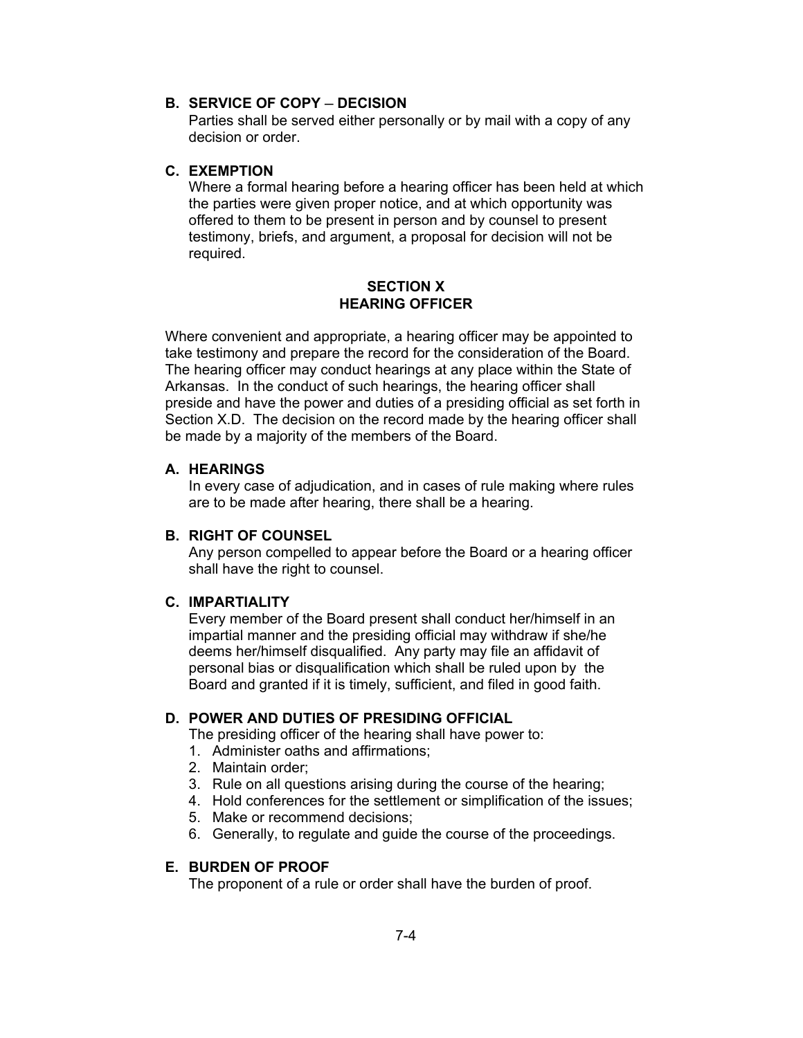### B. SERVICE OF COPY – DECISION

Parties shall be served either personally or by mail with a copy of any decision or order.

### C. EXEMPTION

Where a formal hearing before a hearing officer has been held at which the parties were given proper notice, and at which opportunity was offered to them to be present in person and by counsel to present testimony, briefs, and argument, a proposal for decision will not be required.

## SECTION X
## HEARING OFFICER

Where convenient and appropriate, a hearing officer may be appointed to take testimony and prepare the record for the consideration of the Board. The hearing officer may conduct hearings at any place within the State of Arkansas. In the conduct of such hearings, the hearing officer shall preside and have the power and duties of a presiding official as set forth in Section X.D. The decision on the record made by the hearing officer shall be made by a majority of the members of the Board.

### A. HEARINGS

In every case of adjudication, and in cases of rule making where rules are to be made after hearing, there shall be a hearing.

### B. RIGHT OF COUNSEL

Any person compelled to appear before the Board or a hearing officer shall have the right to counsel.

### C. IMPARTIALITY

Every member of the Board present shall conduct her/himself in an impartial manner and the presiding official may withdraw if she/he deems her/himself disqualified. Any party may file an affidavit of personal bias or disqualification which shall be ruled upon by the Board and granted if it is timely, sufficient, and filed in good faith.

### D. POWER AND DUTIES OF PRESIDING OFFICIAL

The presiding officer of the hearing shall have power to:

1. Administer oaths and affirmations;
2. Maintain order;
3. Rule on all questions arising during the course of the hearing;
4. Hold conferences for the settlement or simplification of the issues;
5. Make or recommend decisions;
6. Generally, to regulate and guide the course of the proceedings.

### E. BURDEN OF PROOF

The proponent of a rule or order shall have the burden of proof.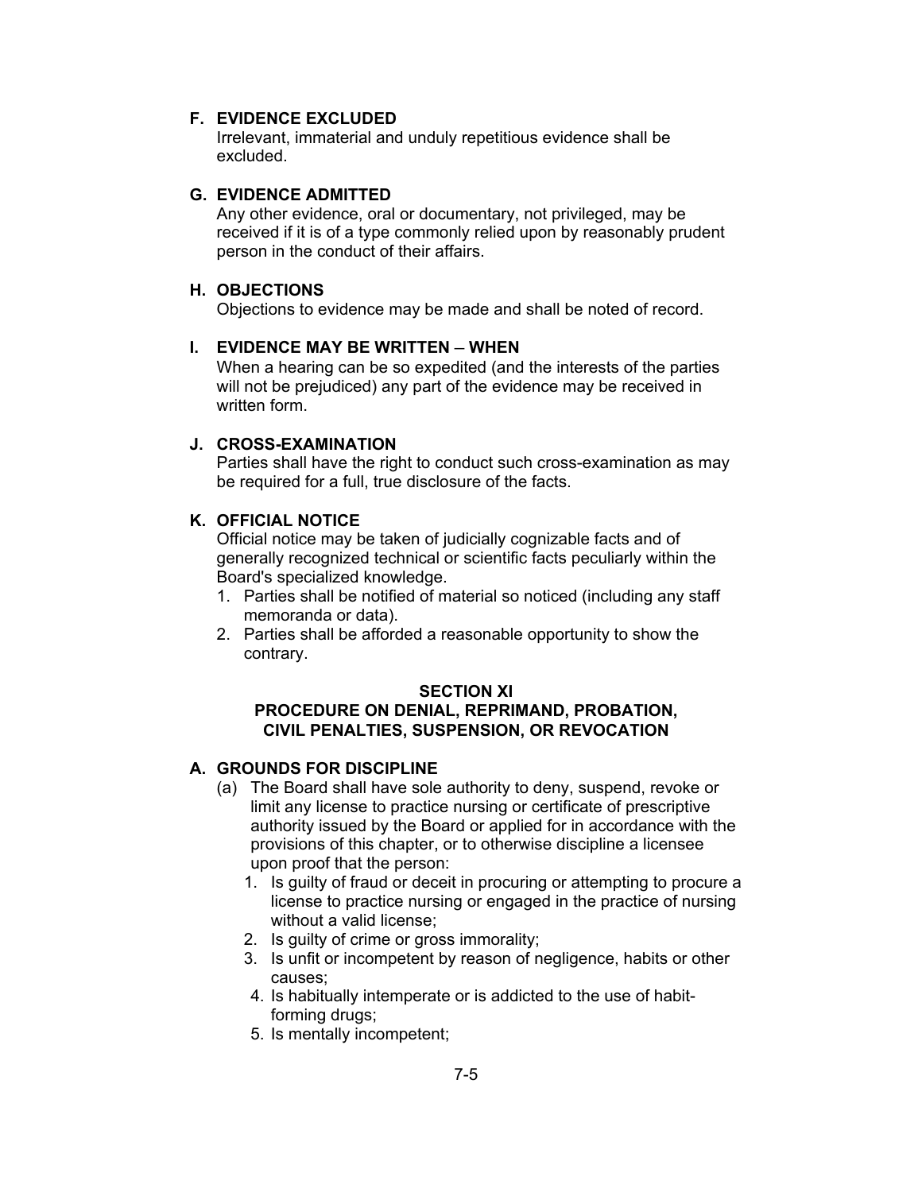**F. EVIDENCE EXCLUDED**

Irrelevant, immaterial and unduly repetitious evidence shall be excluded.

**G. EVIDENCE ADMITTED**

Any other evidence, oral or documentary, not privileged, may be received if it is of a type commonly relied upon by reasonably prudent person in the conduct of their affairs.

**H. OBJECTIONS**

Objections to evidence may be made and shall be noted of record.

**I. EVIDENCE MAY BE WRITTEN – WHEN**

When a hearing can be so expedited (and the interests of the parties will not be prejudiced) any part of the evidence may be received in written form.

**J. CROSS-EXAMINATION**

Parties shall have the right to conduct such cross-examination as may be required for a full, true disclosure of the facts.

**K. OFFICIAL NOTICE**

Official notice may be taken of judicially cognizable facts and of generally recognized technical or scientific facts peculiarly within the Board's specialized knowledge.

1. Parties shall be notified of material so noticed (including any staff memoranda or data).
2. Parties shall be afforded a reasonable opportunity to show the contrary.

## SECTION XI
## PROCEDURE ON DENIAL, REPRIMAND, PROBATION, CIVIL PENALTIES, SUSPENSION, OR REVOCATION

**A. GROUNDS FOR DISCIPLINE**

(a) The Board shall have sole authority to deny, suspend, revoke or limit any license to practice nursing or certificate of prescriptive authority issued by the Board or applied for in accordance with the provisions of this chapter, or to otherwise discipline a licensee upon proof that the person:

1. Is guilty of fraud or deceit in procuring or attempting to procure a license to practice nursing or engaged in the practice of nursing without a valid license;
2. Is guilty of crime or gross immorality;
3. Is unfit or incompetent by reason of negligence, habits or other causes;
4. Is habitually intemperate or is addicted to the use of habit-forming drugs;
5. Is mentally incompetent;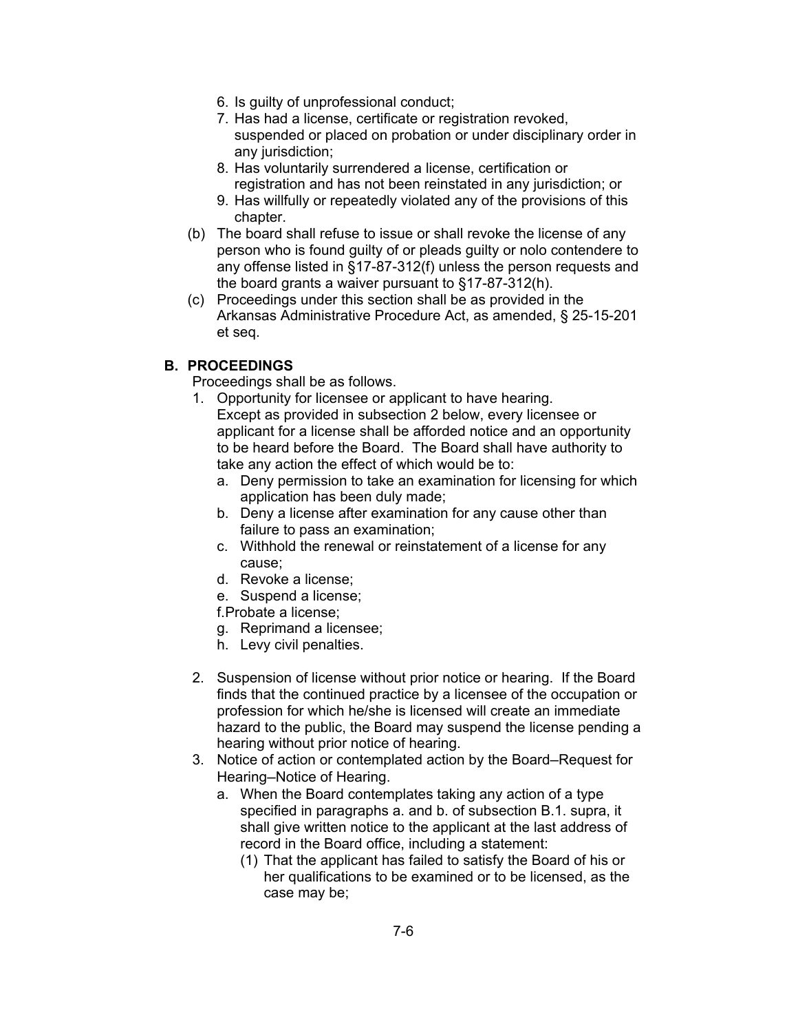6. Is guilty of unprofessional conduct;
7. Has had a license, certificate or registration revoked, suspended or placed on probation or under disciplinary order in any jurisdiction;
8. Has voluntarily surrendered a license, certification or registration and has not been reinstated in any jurisdiction; or
9. Has willfully or repeatedly violated any of the provisions of this chapter.

(b) The board shall refuse to issue or shall revoke the license of any person who is found guilty of or pleads guilty or nolo contendere to any offense listed in §17-87-312(f) unless the person requests and the board grants a waiver pursuant to §17-87-312(h).

(c) Proceedings under this section shall be as provided in the Arkansas Administrative Procedure Act, as amended, § 25-15-201 et seq.

## B. PROCEEDINGS

Proceedings shall be as follows.

1. Opportunity for licensee or applicant to have hearing.
   Except as provided in subsection 2 below, every licensee or applicant for a license shall be afforded notice and an opportunity to be heard before the Board. The Board shall have authority to take any action the effect of which would be to:
   a. Deny permission to take an examination for licensing for which application has been duly made;
   b. Deny a license after examination for any cause other than failure to pass an examination;
   c. Withhold the renewal or reinstatement of a license for any cause;
   d. Revoke a license;
   e. Suspend a license;
   f. Probate a license;
   g. Reprimand a licensee;
   h. Levy civil penalties.

2. Suspension of license without prior notice or hearing. If the Board finds that the continued practice by a licensee of the occupation or profession for which he/she is licensed will create an immediate hazard to the public, the Board may suspend the license pending a hearing without prior notice of hearing.

3. Notice of action or contemplated action by the Board–Request for Hearing–Notice of Hearing.
   a. When the Board contemplates taking any action of a type specified in paragraphs a. and b. of subsection B.1. supra, it shall give written notice to the applicant at the last address of record in the Board office, including a statement:
      (1) That the applicant has failed to satisfy the Board of his or her qualifications to be examined or to be licensed, as the case may be;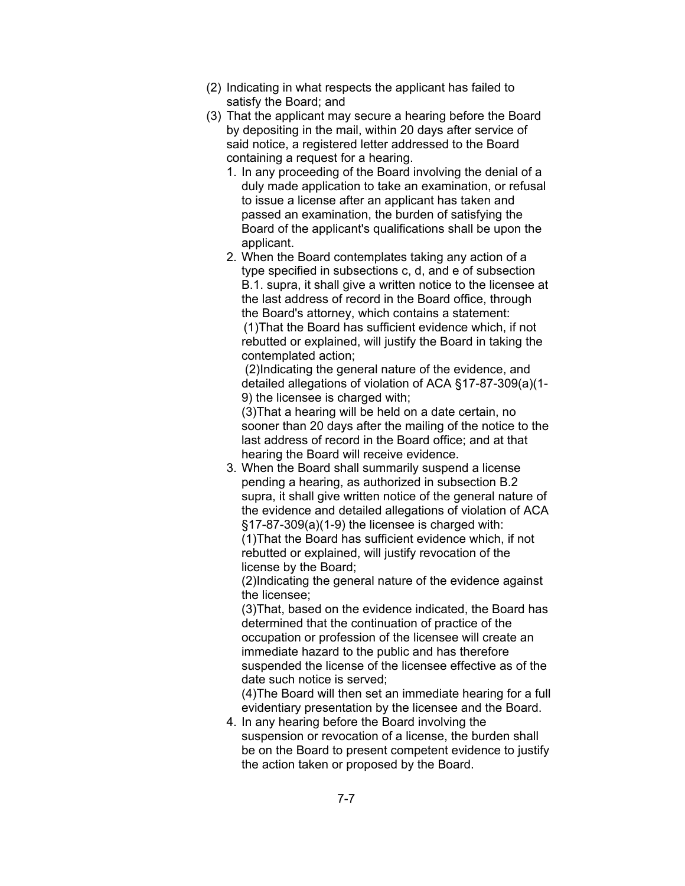(2) Indicating in what respects the applicant has failed to satisfy the Board; and

(3) That the applicant may secure a hearing before the Board by depositing in the mail, within 20 days after service of said notice, a registered letter addressed to the Board containing a request for a hearing.

1. In any proceeding of the Board involving the denial of a duly made application to take an examination, or refusal to issue a license after an applicant has taken and passed an examination, the burden of satisfying the Board of the applicant's qualifications shall be upon the applicant.
2. When the Board contemplates taking any action of a type specified in subsections c, d, and e of subsection B.1. supra, it shall give a written notice to the licensee at the last address of record in the Board office, through the Board's attorney, which contains a statement:
   (1)That the Board has sufficient evidence which, if not rebutted or explained, will justify the Board in taking the contemplated action;
   (2)Indicating the general nature of the evidence, and detailed allegations of violation of ACA §17-87-309(a)(1-9) the licensee is charged with;
   (3)That a hearing will be held on a date certain, no sooner than 20 days after the mailing of the notice to the last address of record in the Board office; and at that hearing the Board will receive evidence.
3. When the Board shall summarily suspend a license pending a hearing, as authorized in subsection B.2 supra, it shall give written notice of the general nature of the evidence and detailed allegations of violation of ACA §17-87-309(a)(1-9) the licensee is charged with:
   (1)That the Board has sufficient evidence which, if not rebutted or explained, will justify revocation of the license by the Board;
   (2)Indicating the general nature of the evidence against the licensee;
   (3)That, based on the evidence indicated, the Board has determined that the continuation of practice of the occupation or profession of the licensee will create an immediate hazard to the public and has therefore suspended the license of the licensee effective as of the date such notice is served;
   (4)The Board will then set an immediate hearing for a full evidentiary presentation by the licensee and the Board.
4. In any hearing before the Board involving the suspension or revocation of a license, the burden shall be on the Board to present competent evidence to justify the action taken or proposed by the Board.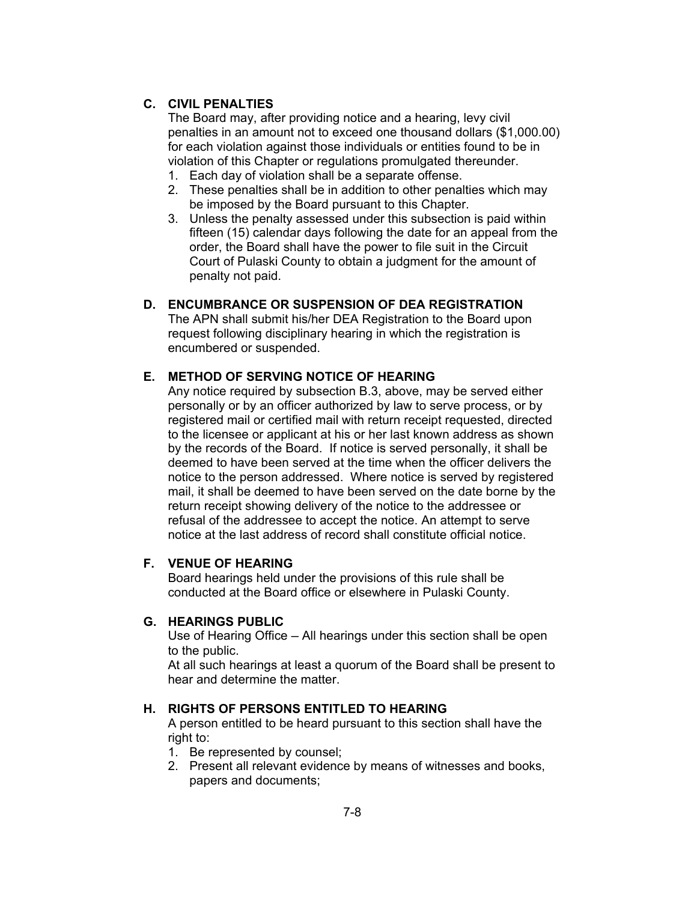### C. CIVIL PENALTIES

The Board may, after providing notice and a hearing, levy civil penalties in an amount not to exceed one thousand dollars ($1,000.00) for each violation against those individuals or entities found to be in violation of this Chapter or regulations promulgated thereunder.

1. Each day of violation shall be a separate offense.
2. These penalties shall be in addition to other penalties which may be imposed by the Board pursuant to this Chapter.
3. Unless the penalty assessed under this subsection is paid within fifteen (15) calendar days following the date for an appeal from the order, the Board shall have the power to file suit in the Circuit Court of Pulaski County to obtain a judgment for the amount of penalty not paid.

### D. ENCUMBRANCE OR SUSPENSION OF DEA REGISTRATION

The APN shall submit his/her DEA Registration to the Board upon request following disciplinary hearing in which the registration is encumbered or suspended.

### E. METHOD OF SERVING NOTICE OF HEARING

Any notice required by subsection B.3, above, may be served either personally or by an officer authorized by law to serve process, or by registered mail or certified mail with return receipt requested, directed to the licensee or applicant at his or her last known address as shown by the records of the Board. If notice is served personally, it shall be deemed to have been served at the time when the officer delivers the notice to the person addressed. Where notice is served by registered mail, it shall be deemed to have been served on the date borne by the return receipt showing delivery of the notice to the addressee or refusal of the addressee to accept the notice. An attempt to serve notice at the last address of record shall constitute official notice.

### F. VENUE OF HEARING

Board hearings held under the provisions of this rule shall be conducted at the Board office or elsewhere in Pulaski County.

### G. HEARINGS PUBLIC

Use of Hearing Office – All hearings under this section shall be open to the public.

At all such hearings at least a quorum of the Board shall be present to hear and determine the matter.

### H. RIGHTS OF PERSONS ENTITLED TO HEARING

A person entitled to be heard pursuant to this section shall have the right to:

1. Be represented by counsel;
2. Present all relevant evidence by means of witnesses and books, papers and documents;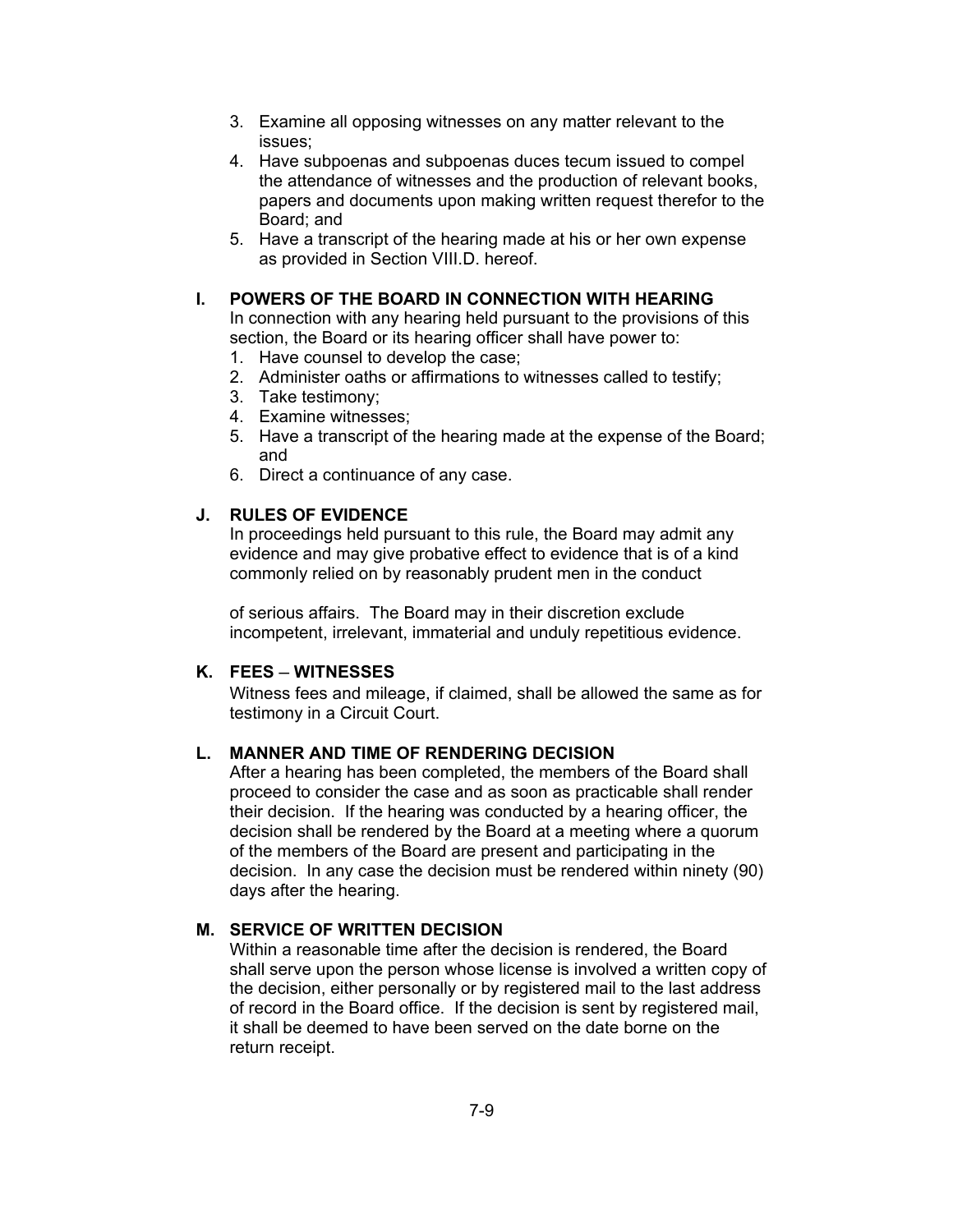3. Examine all opposing witnesses on any matter relevant to the issues;
4. Have subpoenas and subpoenas duces tecum issued to compel the attendance of witnesses and the production of relevant books, papers and documents upon making written request therefor to the Board; and
5. Have a transcript of the hearing made at his or her own expense as provided in Section VIII.D. hereof.

## I. POWERS OF THE BOARD IN CONNECTION WITH HEARING

In connection with any hearing held pursuant to the provisions of this section, the Board or its hearing officer shall have power to:

1. Have counsel to develop the case;
2. Administer oaths or affirmations to witnesses called to testify;
3. Take testimony;
4. Examine witnesses;
5. Have a transcript of the hearing made at the expense of the Board; and
6. Direct a continuance of any case.

## J. RULES OF EVIDENCE

In proceedings held pursuant to this rule, the Board may admit any evidence and may give probative effect to evidence that is of a kind commonly relied on by reasonably prudent men in the conduct of serious affairs. The Board may in their discretion exclude incompetent, irrelevant, immaterial and unduly repetitious evidence.

## K. FEES – WITNESSES

Witness fees and mileage, if claimed, shall be allowed the same as for testimony in a Circuit Court.

## L. MANNER AND TIME OF RENDERING DECISION

After a hearing has been completed, the members of the Board shall proceed to consider the case and as soon as practicable shall render their decision. If the hearing was conducted by a hearing officer, the decision shall be rendered by the Board at a meeting where a quorum of the members of the Board are present and participating in the decision. In any case the decision must be rendered within ninety (90) days after the hearing.

## M. SERVICE OF WRITTEN DECISION

Within a reasonable time after the decision is rendered, the Board shall serve upon the person whose license is involved a written copy of the decision, either personally or by registered mail to the last address of record in the Board office. If the decision is sent by registered mail, it shall be deemed to have been served on the date borne on the return receipt.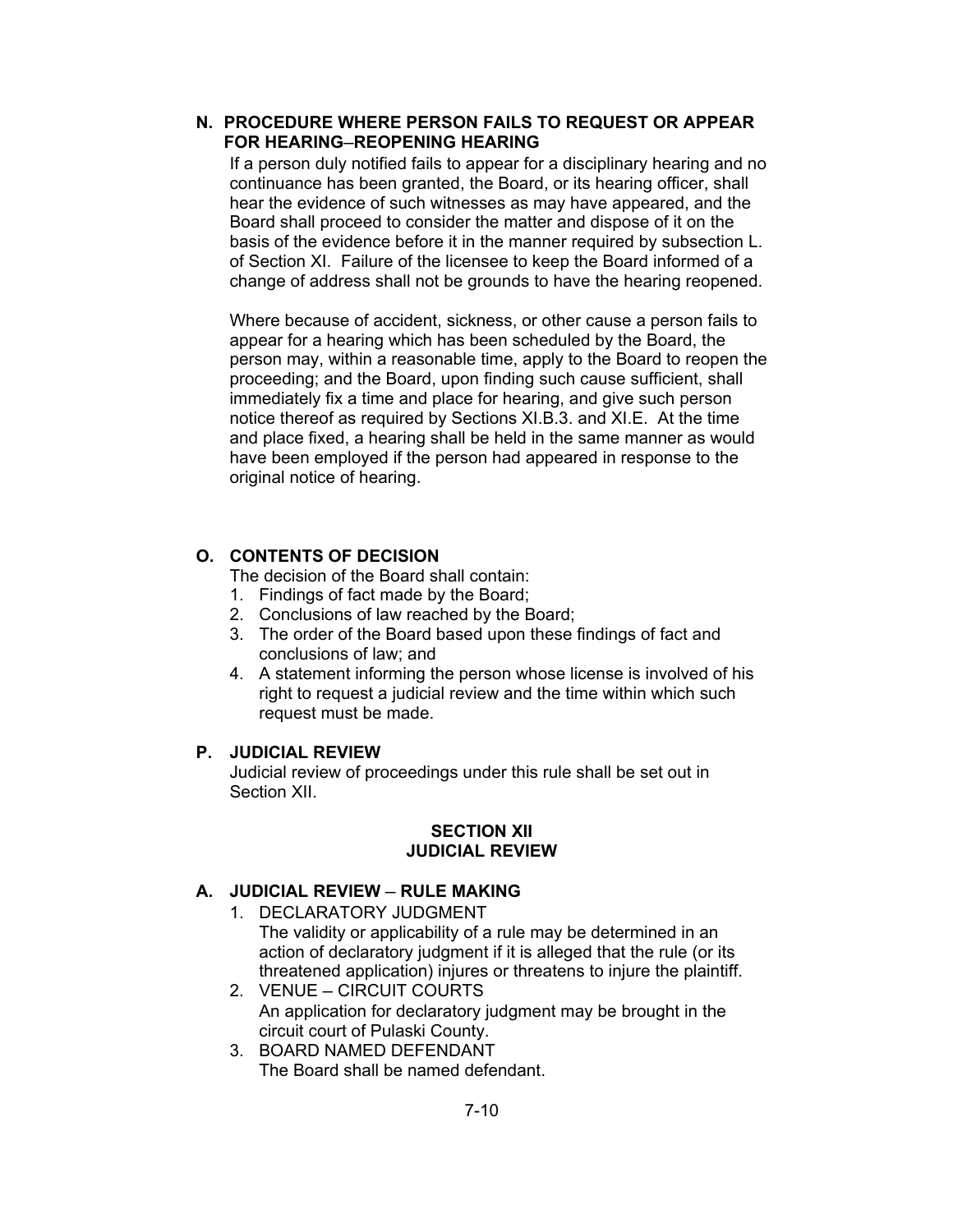### N. PROCEDURE WHERE PERSON FAILS TO REQUEST OR APPEAR FOR HEARING–REOPENING HEARING

If a person duly notified fails to appear for a disciplinary hearing and no continuance has been granted, the Board, or its hearing officer, shall hear the evidence of such witnesses as may have appeared, and the Board shall proceed to consider the matter and dispose of it on the basis of the evidence before it in the manner required by subsection L. of Section XI. Failure of the licensee to keep the Board informed of a change of address shall not be grounds to have the hearing reopened.

Where because of accident, sickness, or other cause a person fails to appear for a hearing which has been scheduled by the Board, the person may, within a reasonable time, apply to the Board to reopen the proceeding; and the Board, upon finding such cause sufficient, shall immediately fix a time and place for hearing, and give such person notice thereof as required by Sections XI.B.3. and XI.E. At the time and place fixed, a hearing shall be held in the same manner as would have been employed if the person had appeared in response to the original notice of hearing.

### O. CONTENTS OF DECISION

The decision of the Board shall contain:

1. Findings of fact made by the Board;
2. Conclusions of law reached by the Board;
3. The order of the Board based upon these findings of fact and conclusions of law; and
4. A statement informing the person whose license is involved of his right to request a judicial review and the time within which such request must be made.

### P. JUDICIAL REVIEW

Judicial review of proceedings under this rule shall be set out in Section XII.

## SECTION XII
## JUDICIAL REVIEW

### A. JUDICIAL REVIEW – RULE MAKING

1. DECLARATORY JUDGMENT
   The validity or applicability of a rule may be determined in an action of declaratory judgment if it is alleged that the rule (or its threatened application) injures or threatens to injure the plaintiff.
2. VENUE – CIRCUIT COURTS
   An application for declaratory judgment may be brought in the circuit court of Pulaski County.
3. BOARD NAMED DEFENDANT
   The Board shall be named defendant.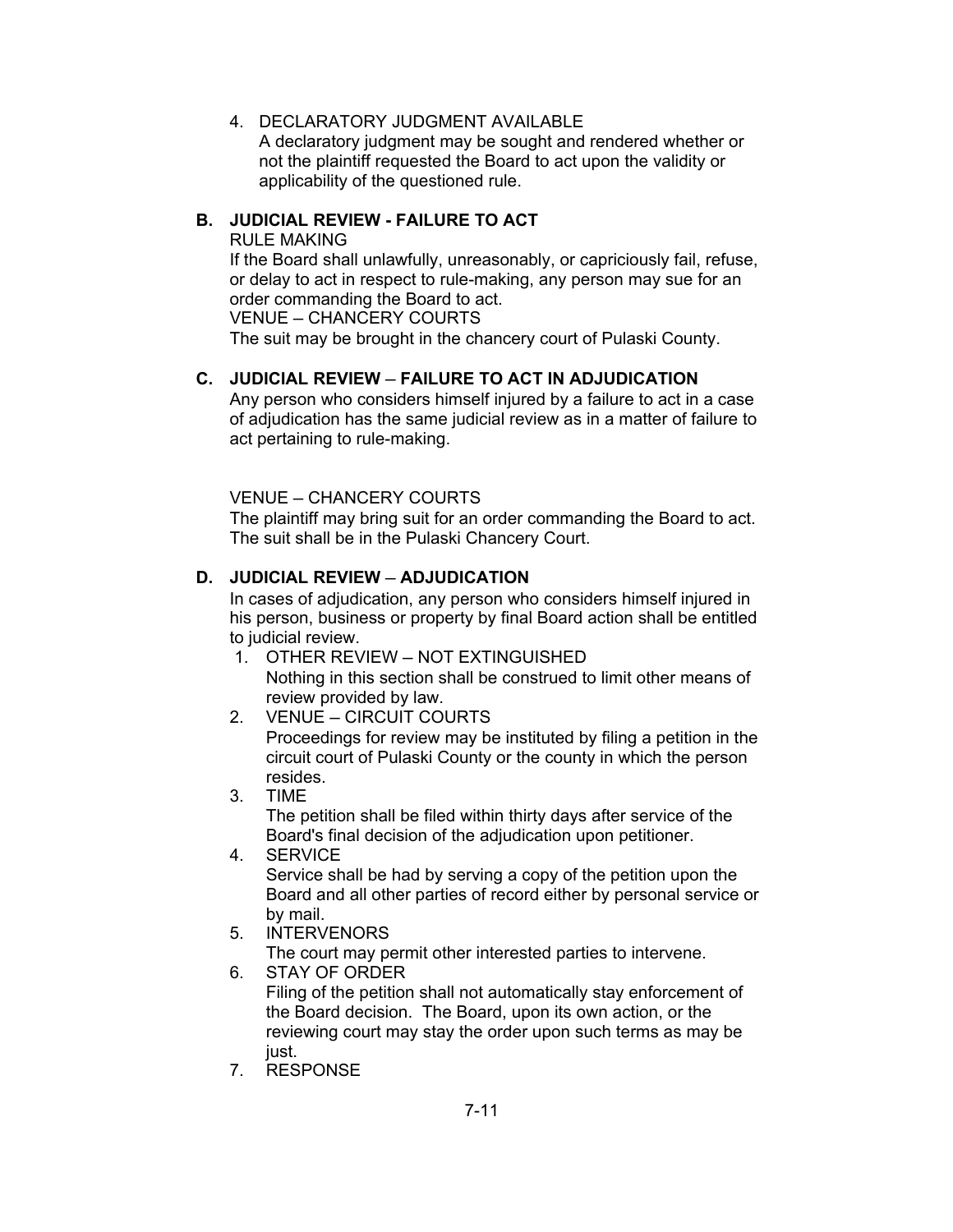4. DECLARATORY JUDGMENT AVAILABLE
   A declaratory judgment may be sought and rendered whether or not the plaintiff requested the Board to act upon the validity or applicability of the questioned rule.

## B. JUDICIAL REVIEW - FAILURE TO ACT

RULE MAKING

If the Board shall unlawfully, unreasonably, or capriciously fail, refuse, or delay to act in respect to rule-making, any person may sue for an order commanding the Board to act.

VENUE – CHANCERY COURTS

The suit may be brought in the chancery court of Pulaski County.

## C. JUDICIAL REVIEW – FAILURE TO ACT IN ADJUDICATION

Any person who considers himself injured by a failure to act in a case of adjudication has the same judicial review as in a matter of failure to act pertaining to rule-making.

VENUE – CHANCERY COURTS

The plaintiff may bring suit for an order commanding the Board to act. The suit shall be in the Pulaski Chancery Court.

## D. JUDICIAL REVIEW – ADJUDICATION

In cases of adjudication, any person who considers himself injured in his person, business or property by final Board action shall be entitled to judicial review.

1. OTHER REVIEW – NOT EXTINGUISHED
   Nothing in this section shall be construed to limit other means of review provided by law.
2. VENUE – CIRCUIT COURTS
   Proceedings for review may be instituted by filing a petition in the circuit court of Pulaski County or the county in which the person resides.
3. TIME
   The petition shall be filed within thirty days after service of the Board's final decision of the adjudication upon petitioner.
4. SERVICE
   Service shall be had by serving a copy of the petition upon the Board and all other parties of record either by personal service or by mail.
5. INTERVENORS
   The court may permit other interested parties to intervene.
6. STAY OF ORDER
   Filing of the petition shall not automatically stay enforcement of the Board decision. The Board, upon its own action, or the reviewing court may stay the order upon such terms as may be just.
7. RESPONSE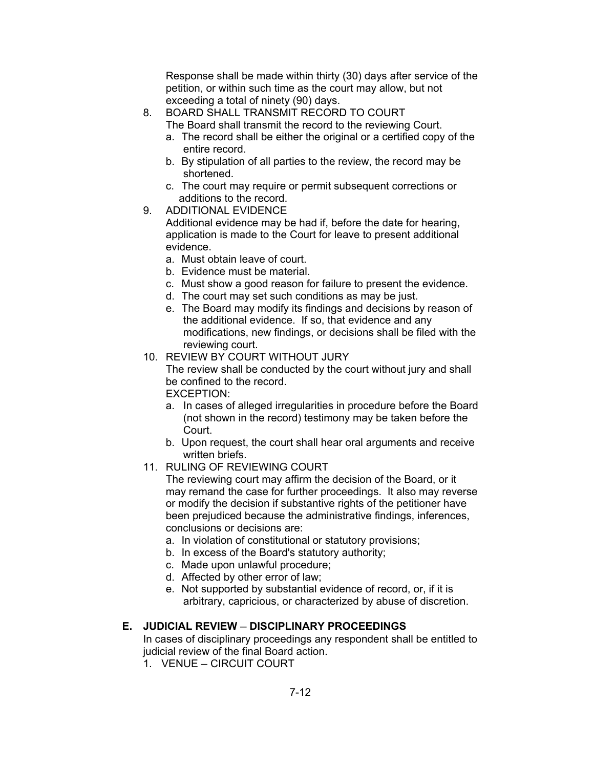Response shall be made within thirty (30) days after service of the petition, or within such time as the court may allow, but not exceeding a total of ninety (90) days.

8. BOARD SHALL TRANSMIT RECORD TO COURT
   The Board shall transmit the record to the reviewing Court.
   a. The record shall be either the original or a certified copy of the entire record.
   b. By stipulation of all parties to the review, the record may be shortened.
   c. The court may require or permit subsequent corrections or additions to the record.
9. ADDITIONAL EVIDENCE
   Additional evidence may be had if, before the date for hearing, application is made to the Court for leave to present additional evidence.
   a. Must obtain leave of court.
   b. Evidence must be material.
   c. Must show a good reason for failure to present the evidence.
   d. The court may set such conditions as may be just.
   e. The Board may modify its findings and decisions by reason of the additional evidence. If so, that evidence and any modifications, new findings, or decisions shall be filed with the reviewing court.
10. REVIEW BY COURT WITHOUT JURY
    The review shall be conducted by the court without jury and shall be confined to the record.
    EXCEPTION:
    a. In cases of alleged irregularities in procedure before the Board (not shown in the record) testimony may be taken before the Court.
    b. Upon request, the court shall hear oral arguments and receive written briefs.
11. RULING OF REVIEWING COURT
    The reviewing court may affirm the decision of the Board, or it may remand the case for further proceedings. It also may reverse or modify the decision if substantive rights of the petitioner have been prejudiced because the administrative findings, inferences, conclusions or decisions are:
    a. In violation of constitutional or statutory provisions;
    b. In excess of the Board's statutory authority;
    c. Made upon unlawful procedure;
    d. Affected by other error of law;
    e. Not supported by substantial evidence of record, or, if it is arbitrary, capricious, or characterized by abuse of discretion.

## E. JUDICIAL REVIEW – DISCIPLINARY PROCEEDINGS

In cases of disciplinary proceedings any respondent shall be entitled to judicial review of the final Board action.

1. VENUE – CIRCUIT COURT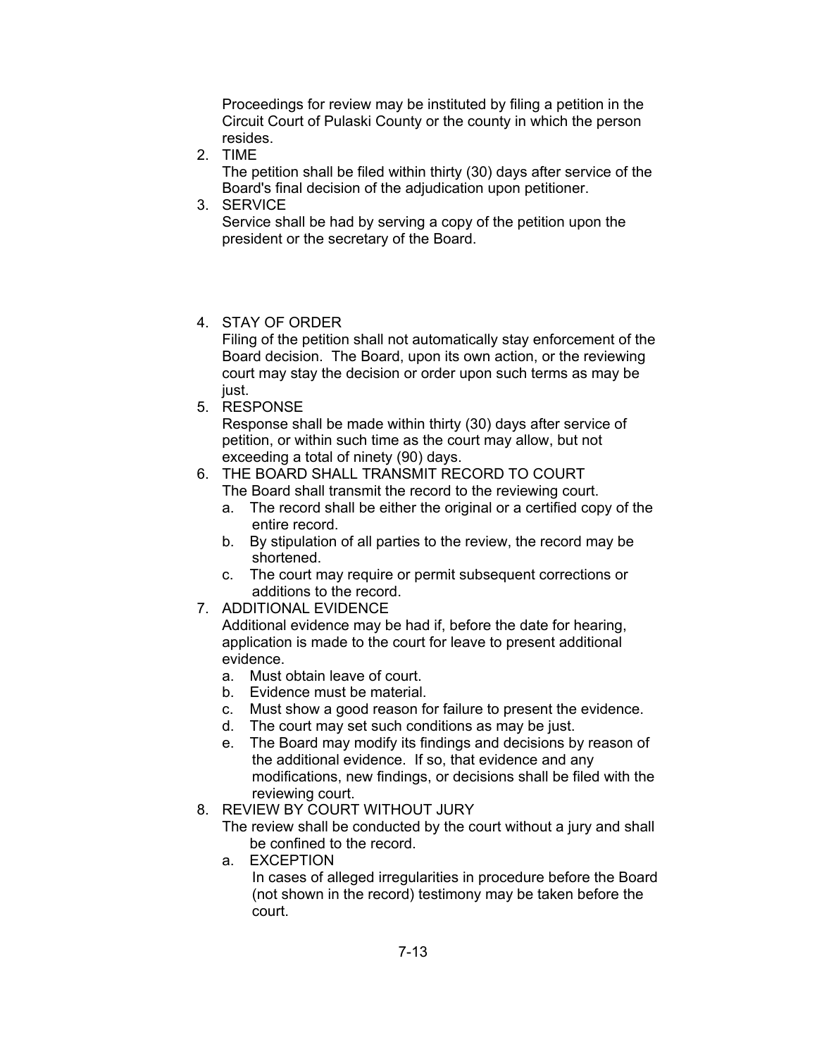Proceedings for review may be instituted by filing a petition in the Circuit Court of Pulaski County or the county in which the person resides.

2. TIME

   The petition shall be filed within thirty (30) days after service of the Board's final decision of the adjudication upon petitioner.

3. SERVICE

   Service shall be had by serving a copy of the petition upon the president or the secretary of the Board.

4. STAY OF ORDER

   Filing of the petition shall not automatically stay enforcement of the Board decision. The Board, upon its own action, or the reviewing court may stay the decision or order upon such terms as may be just.

5. RESPONSE

   Response shall be made within thirty (30) days after service of petition, or within such time as the court may allow, but not exceeding a total of ninety (90) days.

6. THE BOARD SHALL TRANSMIT RECORD TO COURT

   The Board shall transmit the record to the reviewing court.

   a. The record shall be either the original or a certified copy of the entire record.
   b. By stipulation of all parties to the review, the record may be shortened.
   c. The court may require or permit subsequent corrections or additions to the record.

7. ADDITIONAL EVIDENCE

   Additional evidence may be had if, before the date for hearing, application is made to the court for leave to present additional evidence.

   a. Must obtain leave of court.
   b. Evidence must be material.
   c. Must show a good reason for failure to present the evidence.
   d. The court may set such conditions as may be just.
   e. The Board may modify its findings and decisions by reason of the additional evidence. If so, that evidence and any modifications, new findings, or decisions shall be filed with the reviewing court.

8. REVIEW BY COURT WITHOUT JURY

   The review shall be conducted by the court without a jury and shall be confined to the record.

   a. EXCEPTION

      In cases of alleged irregularities in procedure before the Board (not shown in the record) testimony may be taken before the court.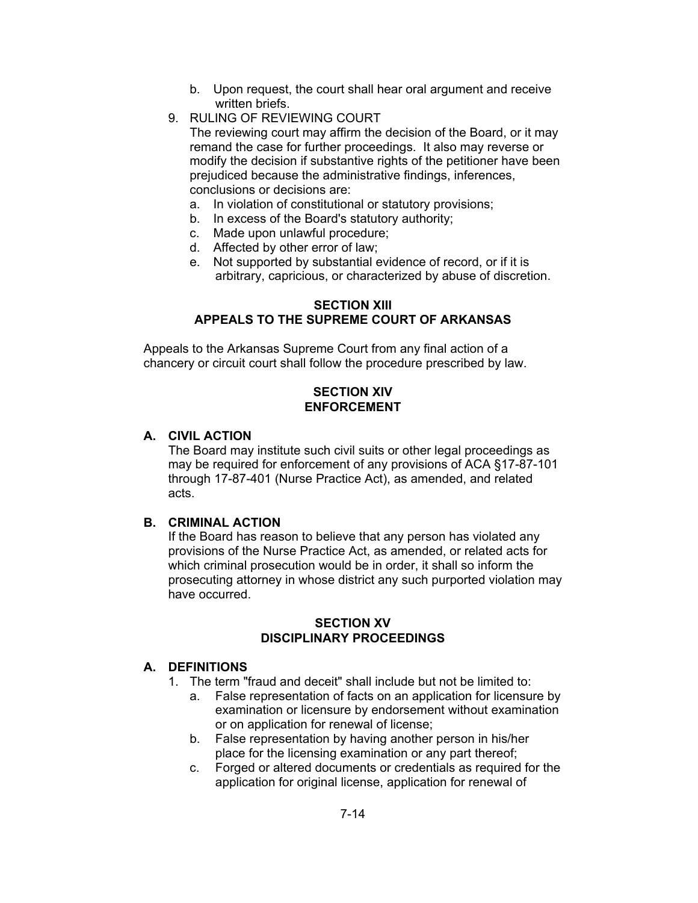b. Upon request, the court shall hear oral argument and receive written briefs.

9. RULING OF REVIEWING COURT

   The reviewing court may affirm the decision of the Board, or it may remand the case for further proceedings. It also may reverse or modify the decision if substantive rights of the petitioner have been prejudiced because the administrative findings, inferences, conclusions or decisions are:

   a. In violation of constitutional or statutory provisions;
   b. In excess of the Board's statutory authority;
   c. Made upon unlawful procedure;
   d. Affected by other error of law;
   e. Not supported by substantial evidence of record, or if it is arbitrary, capricious, or characterized by abuse of discretion.

## SECTION XIII
## APPEALS TO THE SUPREME COURT OF ARKANSAS

Appeals to the Arkansas Supreme Court from any final action of a chancery or circuit court shall follow the procedure prescribed by law.

## SECTION XIV
## ENFORCEMENT

### A. CIVIL ACTION

The Board may institute such civil suits or other legal proceedings as may be required for enforcement of any provisions of ACA §17-87-101 through 17-87-401 (Nurse Practice Act), as amended, and related acts.

### B. CRIMINAL ACTION

If the Board has reason to believe that any person has violated any provisions of the Nurse Practice Act, as amended, or related acts for which criminal prosecution would be in order, it shall so inform the prosecuting attorney in whose district any such purported violation may have occurred.

## SECTION XV
## DISCIPLINARY PROCEEDINGS

### A. DEFINITIONS

1. The term "fraud and deceit" shall include but not be limited to:
   a. False representation of facts on an application for licensure by examination or licensure by endorsement without examination or on application for renewal of license;
   b. False representation by having another person in his/her place for the licensing examination or any part thereof;
   c. Forged or altered documents or credentials as required for the application for original license, application for renewal of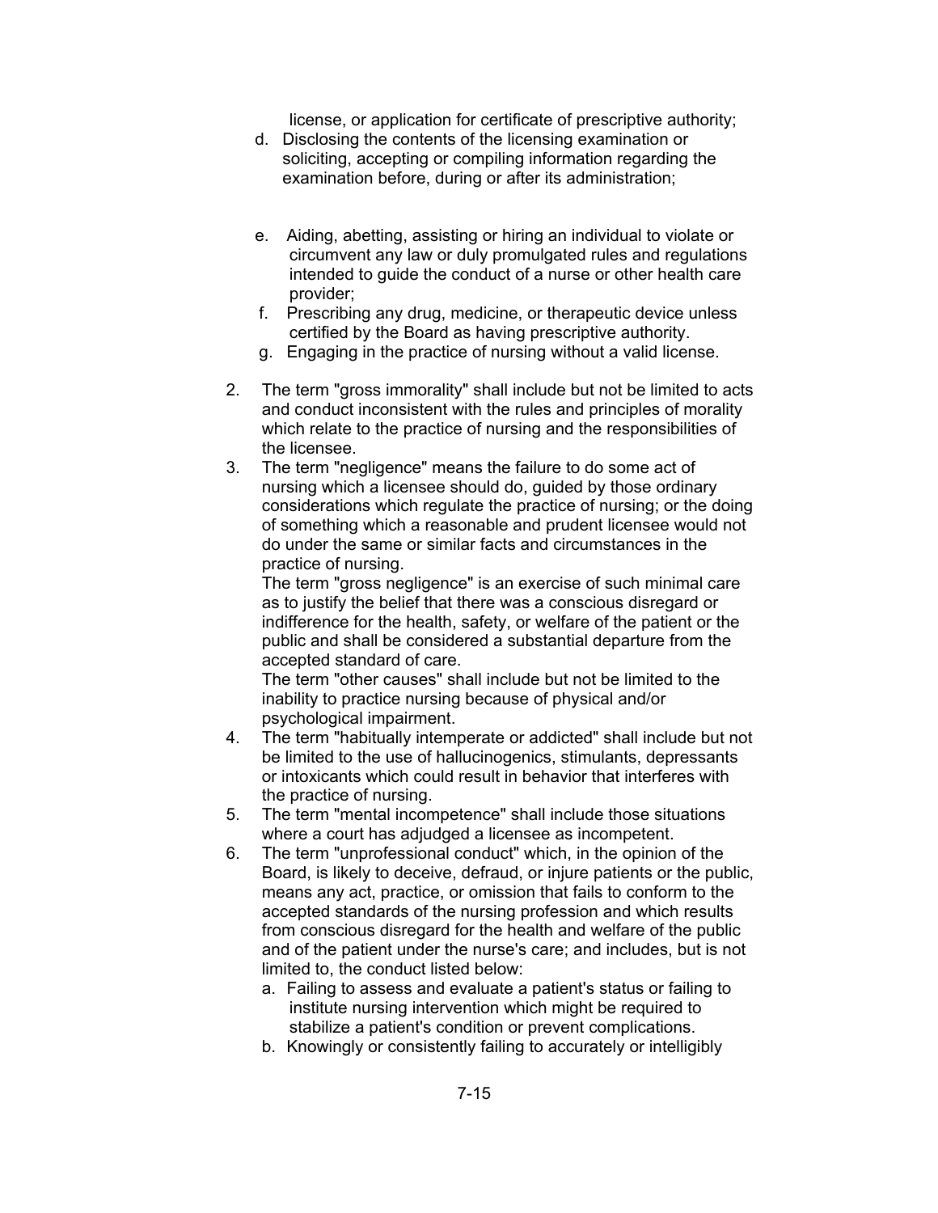license, or application for certificate of prescriptive authority;

   d. Disclosing the contents of the licensing examination or soliciting, accepting or compiling information regarding the examination before, during or after its administration;

   e. Aiding, abetting, assisting or hiring an individual to violate or circumvent any law or duly promulgated rules and regulations intended to guide the conduct of a nurse or other health care provider;
   f. Prescribing any drug, medicine, or therapeutic device unless certified by the Board as having prescriptive authority.
   g. Engaging in the practice of nursing without a valid license.

2. The term "gross immorality" shall include but not be limited to acts and conduct inconsistent with the rules and principles of morality which relate to the practice of nursing and the responsibilities of the licensee.
3. The term "negligence" means the failure to do some act of nursing which a licensee should do, guided by those ordinary considerations which regulate the practice of nursing; or the doing of something which a reasonable and prudent licensee would not do under the same or similar facts and circumstances in the practice of nursing.
   The term "gross negligence" is an exercise of such minimal care as to justify the belief that there was a conscious disregard or indifference for the health, safety, or welfare of the patient or the public and shall be considered a substantial departure from the accepted standard of care.
   The term "other causes" shall include but not be limited to the inability to practice nursing because of physical and/or psychological impairment.
4. The term "habitually intemperate or addicted" shall include but not be limited to the use of hallucinogenics, stimulants, depressants or intoxicants which could result in behavior that interferes with the practice of nursing.
5. The term "mental incompetence" shall include those situations where a court has adjudged a licensee as incompetent.
6. The term "unprofessional conduct" which, in the opinion of the Board, is likely to deceive, defraud, or injure patients or the public, means any act, practice, or omission that fails to conform to the accepted standards of the nursing profession and which results from conscious disregard for the health and welfare of the public and of the patient under the nurse's care; and includes, but is not limited to, the conduct listed below:
   a. Failing to assess and evaluate a patient's status or failing to institute nursing intervention which might be required to stabilize a patient's condition or prevent complications.
   b. Knowingly or consistently failing to accurately or intelligibly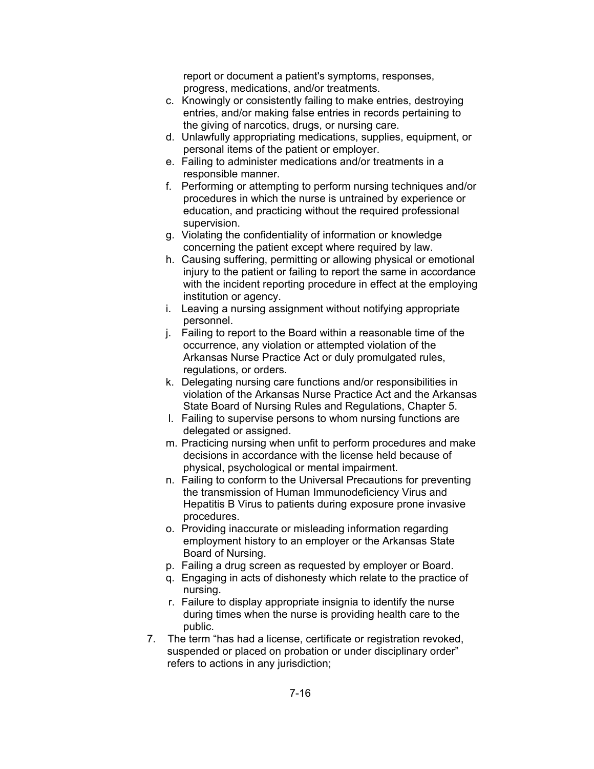report or document a patient's symptoms, responses, progress, medications, and/or treatments.

c. Knowingly or consistently failing to make entries, destroying entries, and/or making false entries in records pertaining to the giving of narcotics, drugs, or nursing care.
d. Unlawfully appropriating medications, supplies, equipment, or personal items of the patient or employer.
e. Failing to administer medications and/or treatments in a responsible manner.
f. Performing or attempting to perform nursing techniques and/or procedures in which the nurse is untrained by experience or education, and practicing without the required professional supervision.
g. Violating the confidentiality of information or knowledge concerning the patient except where required by law.
h. Causing suffering, permitting or allowing physical or emotional injury to the patient or failing to report the same in accordance with the incident reporting procedure in effect at the employing institution or agency.
i. Leaving a nursing assignment without notifying appropriate personnel.
j. Failing to report to the Board within a reasonable time of the occurrence, any violation or attempted violation of the Arkansas Nurse Practice Act or duly promulgated rules, regulations, or orders.
k. Delegating nursing care functions and/or responsibilities in violation of the Arkansas Nurse Practice Act and the Arkansas State Board of Nursing Rules and Regulations, Chapter 5.
l. Failing to supervise persons to whom nursing functions are delegated or assigned.
m. Practicing nursing when unfit to perform procedures and make decisions in accordance with the license held because of physical, psychological or mental impairment.
n. Failing to conform to the Universal Precautions for preventing the transmission of Human Immunodeficiency Virus and Hepatitis B Virus to patients during exposure prone invasive procedures.
o. Providing inaccurate or misleading information regarding employment history to an employer or the Arkansas State Board of Nursing.
p. Failing a drug screen as requested by employer or Board.
q. Engaging in acts of dishonesty which relate to the practice of nursing.
r. Failure to display appropriate insignia to identify the nurse during times when the nurse is providing health care to the public.

7. The term "has had a license, certificate or registration revoked, suspended or placed on probation or under disciplinary order" refers to actions in any jurisdiction;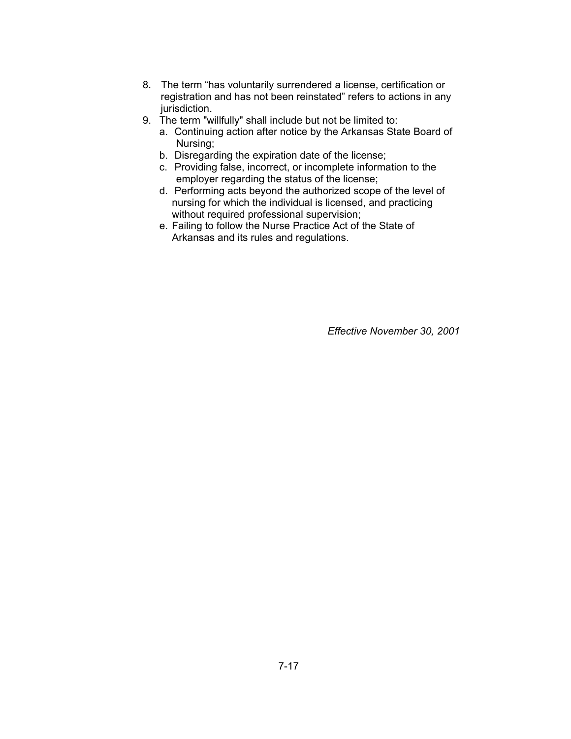8. The term "has voluntarily surrendered a license, certification or registration and has not been reinstated" refers to actions in any jurisdiction.
9. The term "willfully" shall include but not be limited to:
   a. Continuing action after notice by the Arkansas State Board of Nursing;
   b. Disregarding the expiration date of the license;
   c. Providing false, incorrect, or incomplete information to the employer regarding the status of the license;
   d. Performing acts beyond the authorized scope of the level of nursing for which the individual is licensed, and practicing without required professional supervision;
   e. Failing to follow the Nurse Practice Act of the State of Arkansas and its rules and regulations.

*Effective November 30, 2001*